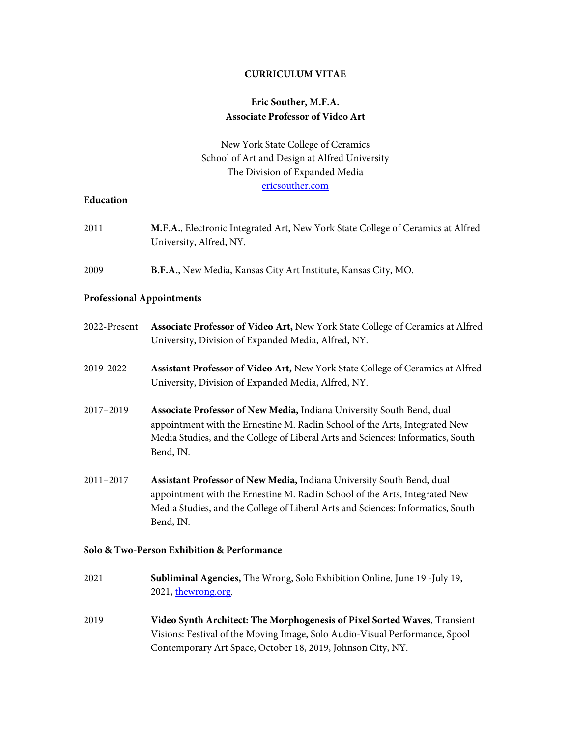# CURRICULUM VITAE

**Eric Souther, M.F.A.**
**Associate Professor of Video Art**

New York State College of Ceramics
School of Art and Design at Alfred University
The Division of Expanded Media
ericsouther.com

## Education

2011 **M.F.A.**, Electronic Integrated Art, New York State College of Ceramics at Alfred University, Alfred, NY.

2009 **B.F.A.**, New Media, Kansas City Art Institute, Kansas City, MO.

## Professional Appointments

2022-Present **Associate Professor of Video Art,** New York State College of Ceramics at Alfred University, Division of Expanded Media, Alfred, NY.

2019-2022 **Assistant Professor of Video Art,** New York State College of Ceramics at Alfred University, Division of Expanded Media, Alfred, NY.

2017–2019 **Associate Professor of New Media,** Indiana University South Bend, dual appointment with the Ernestine M. Raclin School of the Arts, Integrated New Media Studies, and the College of Liberal Arts and Sciences: Informatics, South Bend, IN.

2011–2017 **Assistant Professor of New Media,** Indiana University South Bend, dual appointment with the Ernestine M. Raclin School of the Arts, Integrated New Media Studies, and the College of Liberal Arts and Sciences: Informatics, South Bend, IN.

## Solo & Two-Person Exhibition & Performance

2021 **Subliminal Agencies,** The Wrong, Solo Exhibition Online, June 19 -July 19, 2021, thewrong.org.

2019 **Video Synth Architect: The Morphogenesis of Pixel Sorted Waves**, Transient Visions: Festival of the Moving Image, Solo Audio-Visual Performance, Spool Contemporary Art Space, October 18, 2019, Johnson City, NY.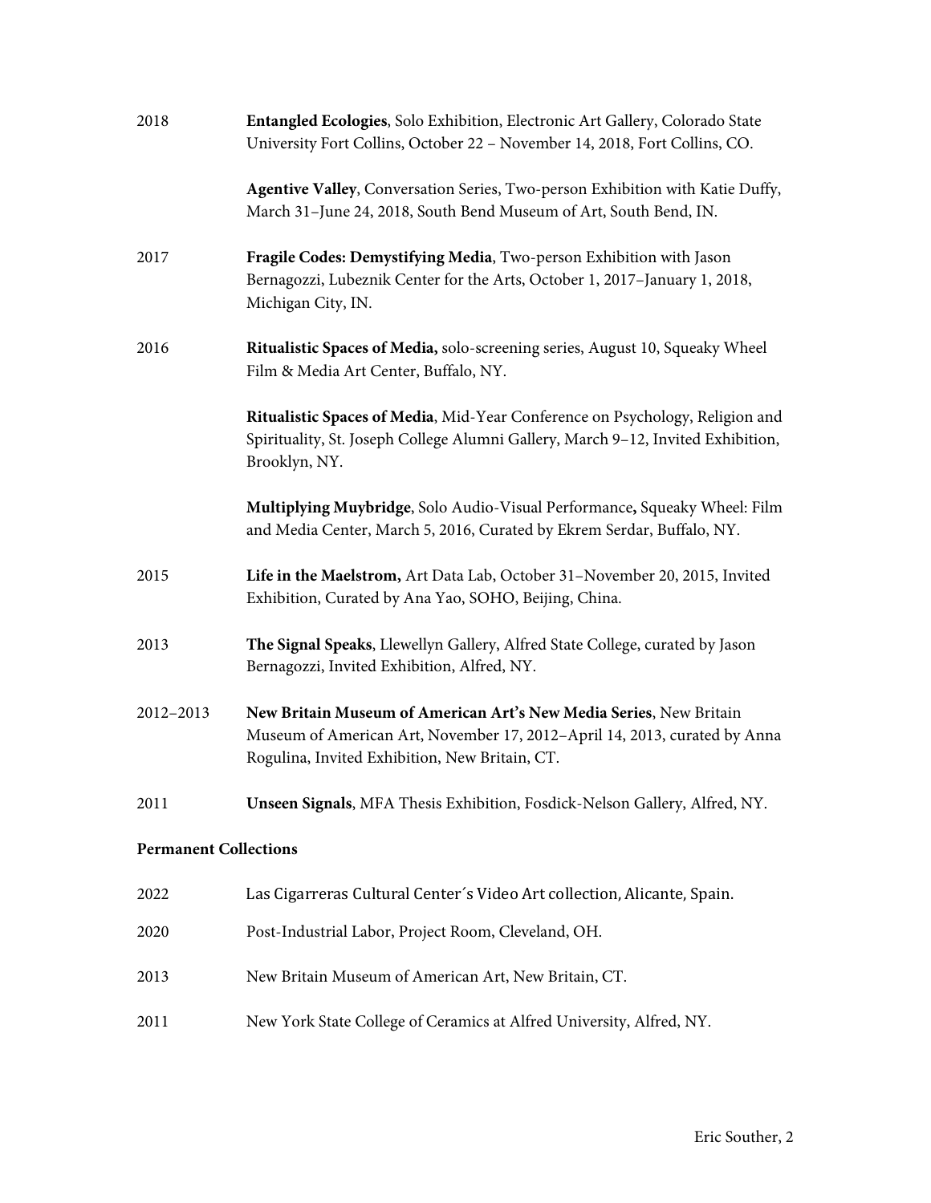2018 **Entangled Ecologies**, Solo Exhibition, Electronic Art Gallery, Colorado State University Fort Collins, October 22 – November 14, 2018, Fort Collins, CO.

**Agentive Valley**, Conversation Series, Two-person Exhibition with Katie Duffy, March 31–June 24, 2018, South Bend Museum of Art, South Bend, IN.

2017 **Fragile Codes: Demystifying Media**, Two-person Exhibition with Jason Bernagozzi, Lubeznik Center for the Arts, October 1, 2017–January 1, 2018, Michigan City, IN.

2016 **Ritualistic Spaces of Media,** solo-screening series, August 10, Squeaky Wheel Film & Media Art Center, Buffalo, NY.

**Ritualistic Spaces of Media**, Mid-Year Conference on Psychology, Religion and Spirituality, St. Joseph College Alumni Gallery, March 9–12, Invited Exhibition, Brooklyn, NY.

**Multiplying Muybridge**, Solo Audio-Visual Performance**,** Squeaky Wheel: Film and Media Center, March 5, 2016, Curated by Ekrem Serdar, Buffalo, NY.

2015 **Life in the Maelstrom,** Art Data Lab, October 31–November 20, 2015, Invited Exhibition, Curated by Ana Yao, SOHO, Beijing, China.

2013 **The Signal Speaks**, Llewellyn Gallery, Alfred State College, curated by Jason Bernagozzi, Invited Exhibition, Alfred, NY.

2012–2013 **New Britain Museum of American Art's New Media Series**, New Britain Museum of American Art, November 17, 2012–April 14, 2013, curated by Anna Rogulina, Invited Exhibition, New Britain, CT.

2011 **Unseen Signals**, MFA Thesis Exhibition, Fosdick-Nelson Gallery, Alfred, NY.

**Permanent Collections**

2022 Las Cigarreras Cultural Center´s Video Art collection, Alicante, Spain.

2020 Post-Industrial Labor, Project Room, Cleveland, OH.

2013 New Britain Museum of American Art, New Britain, CT.

2011 New York State College of Ceramics at Alfred University, Alfred, NY.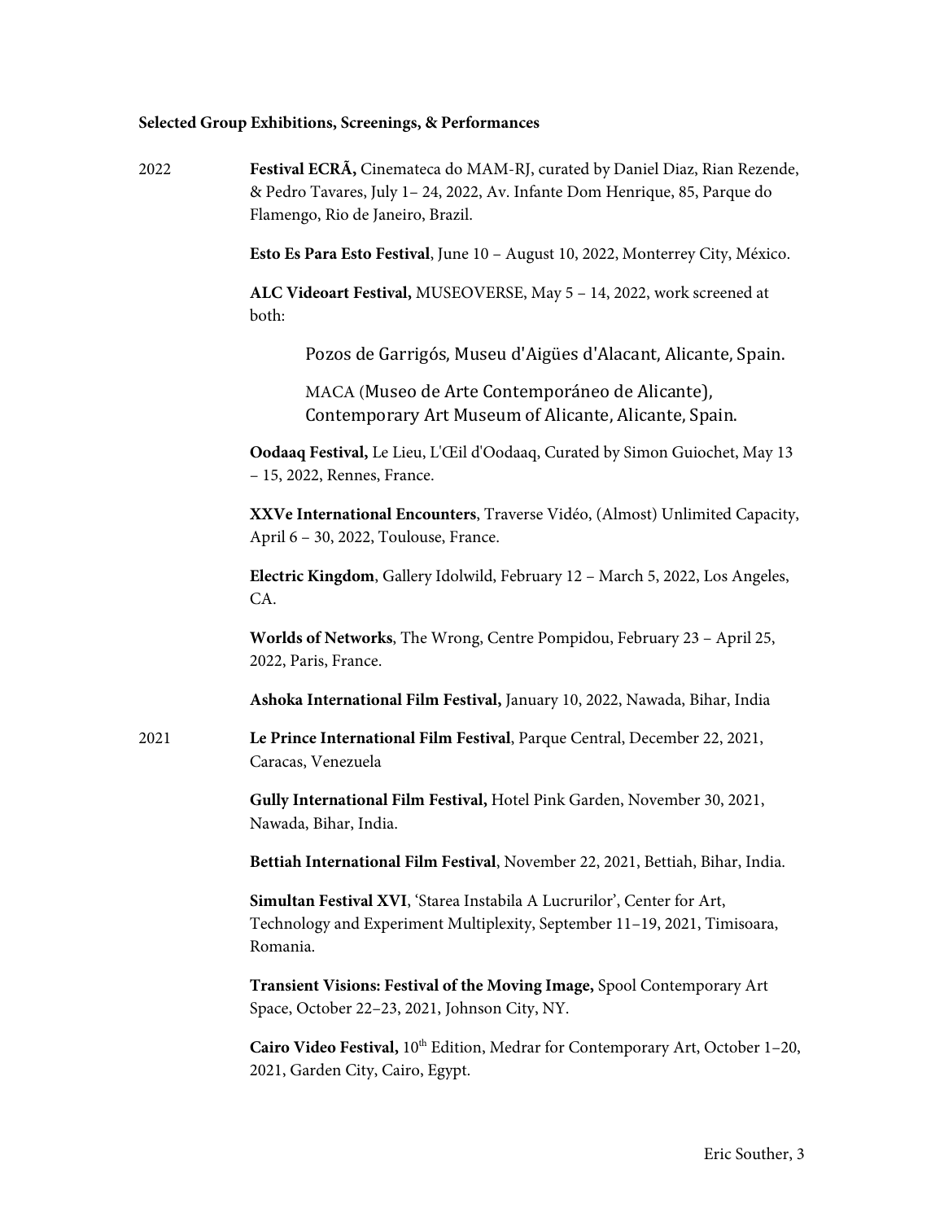**Selected Group Exhibitions, Screenings, & Performances**

2022

**Festival ECRÃ,** Cinemateca do MAM-RJ, curated by Daniel Diaz, Rian Rezende, & Pedro Tavares, July 1– 24, 2022, Av. Infante Dom Henrique, 85, Parque do Flamengo, Rio de Janeiro, Brazil.

**Esto Es Para Esto Festival**, June 10 – August 10, 2022, Monterrey City, México.

**ALC Videoart Festival,** MUSEOVERSE, May 5 – 14, 2022, work screened at both:

Pozos de Garrigós, Museu d'Aigües d'Alacant, Alicante, Spain.

MACA (Museo de Arte Contemporáneo de Alicante), Contemporary Art Museum of Alicante, Alicante, Spain.

**Oodaaq Festival,** Le Lieu, L'Œil d'Oodaaq, Curated by Simon Guiochet, May 13 – 15, 2022, Rennes, France.

**XXVe International Encounters**, Traverse Vidéo, (Almost) Unlimited Capacity, April 6 – 30, 2022, Toulouse, France.

**Electric Kingdom**, Gallery Idolwild, February 12 – March 5, 2022, Los Angeles, CA.

**Worlds of Networks**, The Wrong, Centre Pompidou, February 23 – April 25, 2022, Paris, France.

**Ashoka International Film Festival,** January 10, 2022, Nawada, Bihar, India

2021

**Le Prince International Film Festival**, Parque Central, December 22, 2021, Caracas, Venezuela

**Gully International Film Festival,** Hotel Pink Garden, November 30, 2021, Nawada, Bihar, India.

**Bettiah International Film Festival**, November 22, 2021, Bettiah, Bihar, India.

**Simultan Festival XVI**, 'Starea Instabila A Lucrurilor', Center for Art, Technology and Experiment Multiplexity, September 11–19, 2021, Timisoara, Romania.

**Transient Visions: Festival of the Moving Image,** Spool Contemporary Art Space, October 22–23, 2021, Johnson City, NY.

**Cairo Video Festival,** 10th Edition, Medrar for Contemporary Art, October 1–20, 2021, Garden City, Cairo, Egypt.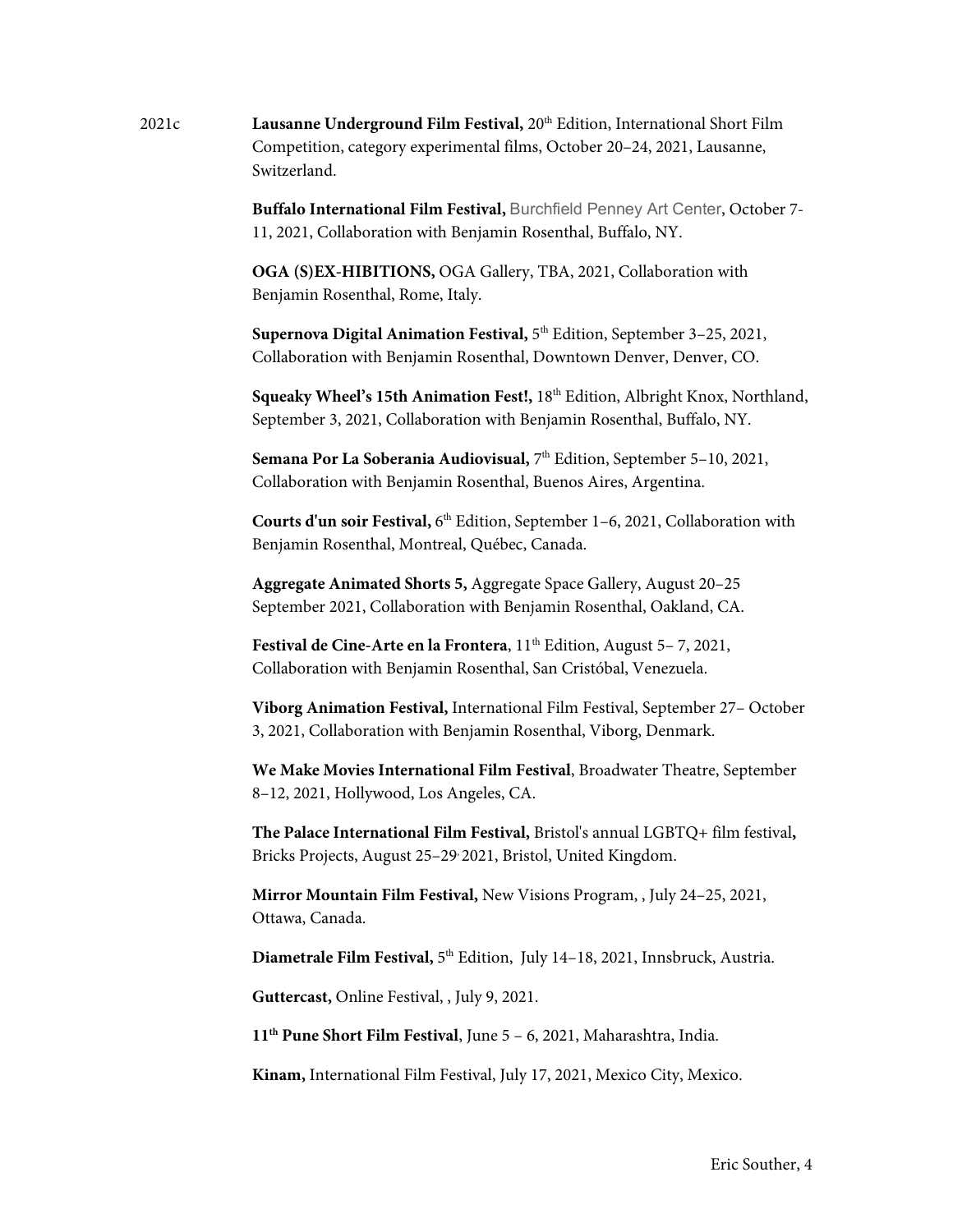2021c **Lausanne Underground Film Festival,** 20th Edition, International Short Film Competition, category experimental films, October 20–24, 2021, Lausanne, Switzerland.

**Buffalo International Film Festival,** Burchfield Penney Art Center, October 7-11, 2021, Collaboration with Benjamin Rosenthal, Buffalo, NY.

**OGA (S)EX-HIBITIONS,** OGA Gallery, TBA, 2021, Collaboration with Benjamin Rosenthal, Rome, Italy.

**Supernova Digital Animation Festival,** 5th Edition, September 3–25, 2021, Collaboration with Benjamin Rosenthal, Downtown Denver, Denver, CO.

**Squeaky Wheel's 15th Animation Fest!,** 18th Edition, Albright Knox, Northland, September 3, 2021, Collaboration with Benjamin Rosenthal, Buffalo, NY.

**Semana Por La Soberania Audiovisual,** 7th Edition, September 5–10, 2021, Collaboration with Benjamin Rosenthal, Buenos Aires, Argentina.

**Courts d'un soir Festival,** 6th Edition, September 1–6, 2021, Collaboration with Benjamin Rosenthal, Montreal, Québec, Canada.

**Aggregate Animated Shorts 5,** Aggregate Space Gallery, August 20–25 September 2021, Collaboration with Benjamin Rosenthal, Oakland, CA.

**Festival de Cine-Arte en la Frontera**, 11th Edition, August 5– 7, 2021, Collaboration with Benjamin Rosenthal, San Cristóbal, Venezuela.

**Viborg Animation Festival,** International Film Festival, September 27– October 3, 2021, Collaboration with Benjamin Rosenthal, Viborg, Denmark.

**We Make Movies International Film Festival**, Broadwater Theatre, September 8–12, 2021, Hollywood, Los Angeles, CA.

**The Palace International Film Festival,** Bristol's annual LGBTQ+ film festival**,** Bricks Projects, August 25–29, 2021, Bristol, United Kingdom.

**Mirror Mountain Film Festival,** New Visions Program, , July 24–25, 2021, Ottawa, Canada.

**Diametrale Film Festival,** 5th Edition, July 14–18, 2021, Innsbruck, Austria.

**Guttercast,** Online Festival, , July 9, 2021.

**11th Pune Short Film Festival**, June 5 – 6, 2021, Maharashtra, India.

**Kinam,** International Film Festival, July 17, 2021, Mexico City, Mexico.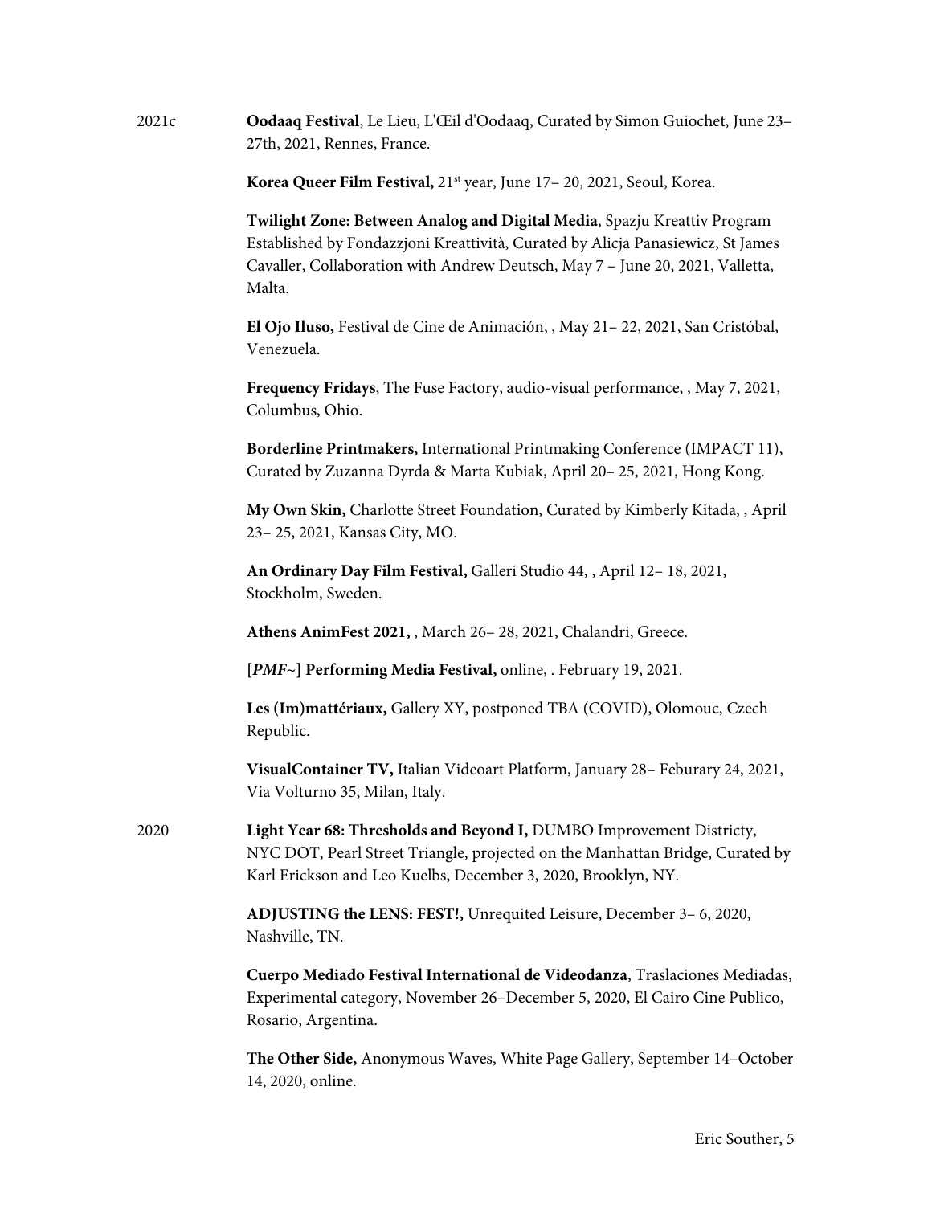2021c

**Oodaaq Festival**, Le Lieu, L'Œil d'Oodaaq, Curated by Simon Guiochet, June 23–27th, 2021, Rennes, France.

**Korea Queer Film Festival,** 21st year, June 17– 20, 2021, Seoul, Korea.

**Twilight Zone: Between Analog and Digital Media**, Spazju Kreattiv Program Established by Fondazzjoni Kreattività, Curated by Alicja Panasiewicz, St James Cavaller, Collaboration with Andrew Deutsch, May 7 – June 20, 2021, Valletta, Malta.

**El Ojo Iluso,** Festival de Cine de Animación, , May 21– 22, 2021, San Cristóbal, Venezuela.

**Frequency Fridays**, The Fuse Factory, audio-visual performance, , May 7, 2021, Columbus, Ohio.

**Borderline Printmakers,** International Printmaking Conference (IMPACT 11), Curated by Zuzanna Dyrda & Marta Kubiak, April 20– 25, 2021, Hong Kong.

**My Own Skin,** Charlotte Street Foundation, Curated by Kimberly Kitada, , April 23– 25, 2021, Kansas City, MO.

**An Ordinary Day Film Festival,** Galleri Studio 44, , April 12– 18, 2021, Stockholm, Sweden.

**Athens AnimFest 2021,** , March 26– 28, 2021, Chalandri, Greece.

**[*PMF~*] Performing Media Festival,** online, . February 19, 2021.

**Les (Im)mattériaux,** Gallery XY, postponed TBA (COVID), Olomouc, Czech Republic.

**VisualContainer TV,** Italian Videoart Platform, January 28– Feburary 24, 2021, Via Volturno 35, Milan, Italy.

2020

**Light Year 68: Thresholds and Beyond I,** DUMBO Improvement Districty, NYC DOT, Pearl Street Triangle, projected on the Manhattan Bridge, Curated by Karl Erickson and Leo Kuelbs, December 3, 2020, Brooklyn, NY.

**ADJUSTING the LENS: FEST!,** Unrequited Leisure, December 3– 6, 2020, Nashville, TN.

**Cuerpo Mediado Festival International de Videodanza**, Traslaciones Mediadas, Experimental category, November 26–December 5, 2020, El Cairo Cine Publico, Rosario, Argentina.

**The Other Side,** Anonymous Waves, White Page Gallery, September 14–October 14, 2020, online.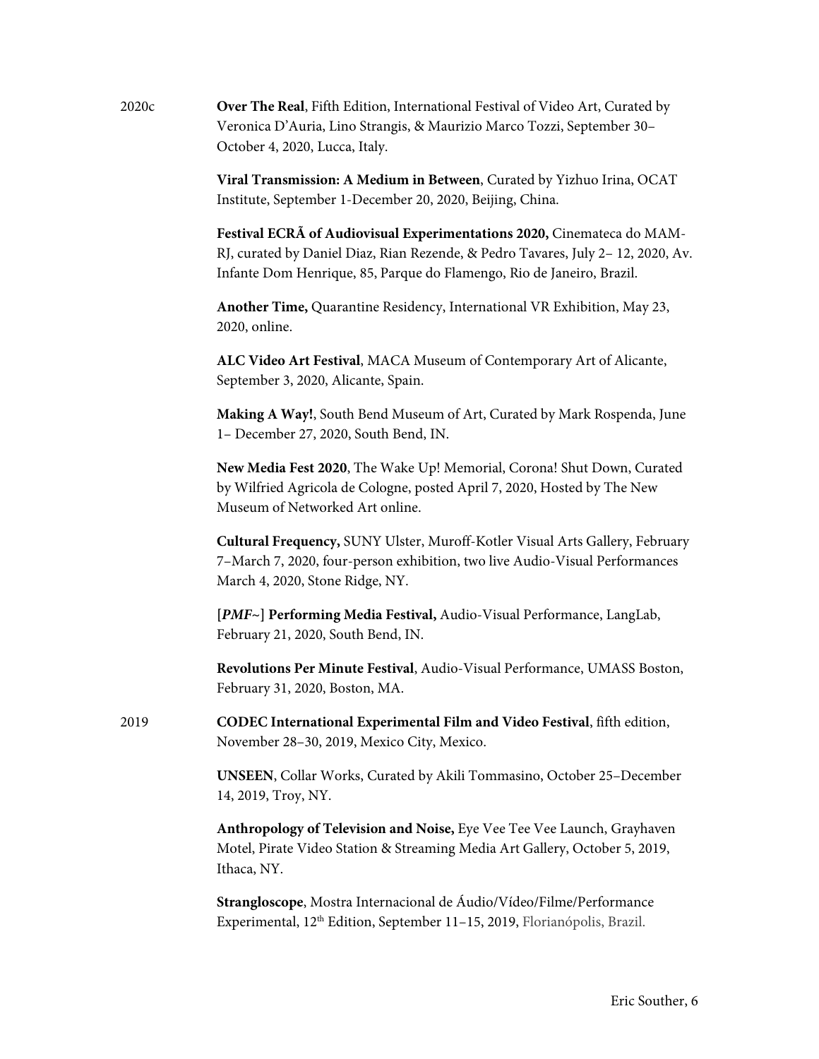2020c **Over The Real**, Fifth Edition, International Festival of Video Art, Curated by Veronica D'Auria, Lino Strangis, & Maurizio Marco Tozzi, September 30–October 4, 2020, Lucca, Italy.

**Viral Transmission: A Medium in Between**, Curated by Yizhuo Irina, OCAT Institute, September 1-December 20, 2020, Beijing, China.

**Festival ECRÃ of Audiovisual Experimentations 2020,** Cinemateca do MAM-RJ, curated by Daniel Diaz, Rian Rezende, & Pedro Tavares, July 2– 12, 2020, Av. Infante Dom Henrique, 85, Parque do Flamengo, Rio de Janeiro, Brazil.

**Another Time,** Quarantine Residency, International VR Exhibition, May 23, 2020, online.

**ALC Video Art Festival**, MACA Museum of Contemporary Art of Alicante, September 3, 2020, Alicante, Spain.

**Making A Way!**, South Bend Museum of Art, Curated by Mark Rospenda, June 1– December 27, 2020, South Bend, IN.

**New Media Fest 2020**, The Wake Up! Memorial, Corona! Shut Down, Curated by Wilfried Agricola de Cologne, posted April 7, 2020, Hosted by The New Museum of Networked Art online.

**Cultural Frequency,** SUNY Ulster, Muroff-Kotler Visual Arts Gallery, February 7–March 7, 2020, four-person exhibition, two live Audio-Visual Performances March 4, 2020, Stone Ridge, NY.

**[*PMF*~] Performing Media Festival,** Audio-Visual Performance, LangLab, February 21, 2020, South Bend, IN.

**Revolutions Per Minute Festival**, Audio-Visual Performance, UMASS Boston, February 31, 2020, Boston, MA.

2019 **CODEC International Experimental Film and Video Festival**, fifth edition, November 28–30, 2019, Mexico City, Mexico.

**UNSEEN**, Collar Works, Curated by Akili Tommasino, October 25–December 14, 2019, Troy, NY.

**Anthropology of Television and Noise,** Eye Vee Tee Vee Launch, Grayhaven Motel, Pirate Video Station & Streaming Media Art Gallery, October 5, 2019, Ithaca, NY.

**Strangloscope**, Mostra Internacional de Áudio/Vídeo/Filme/Performance Experimental, 12th Edition, September 11–15, 2019, Florianópolis, Brazil.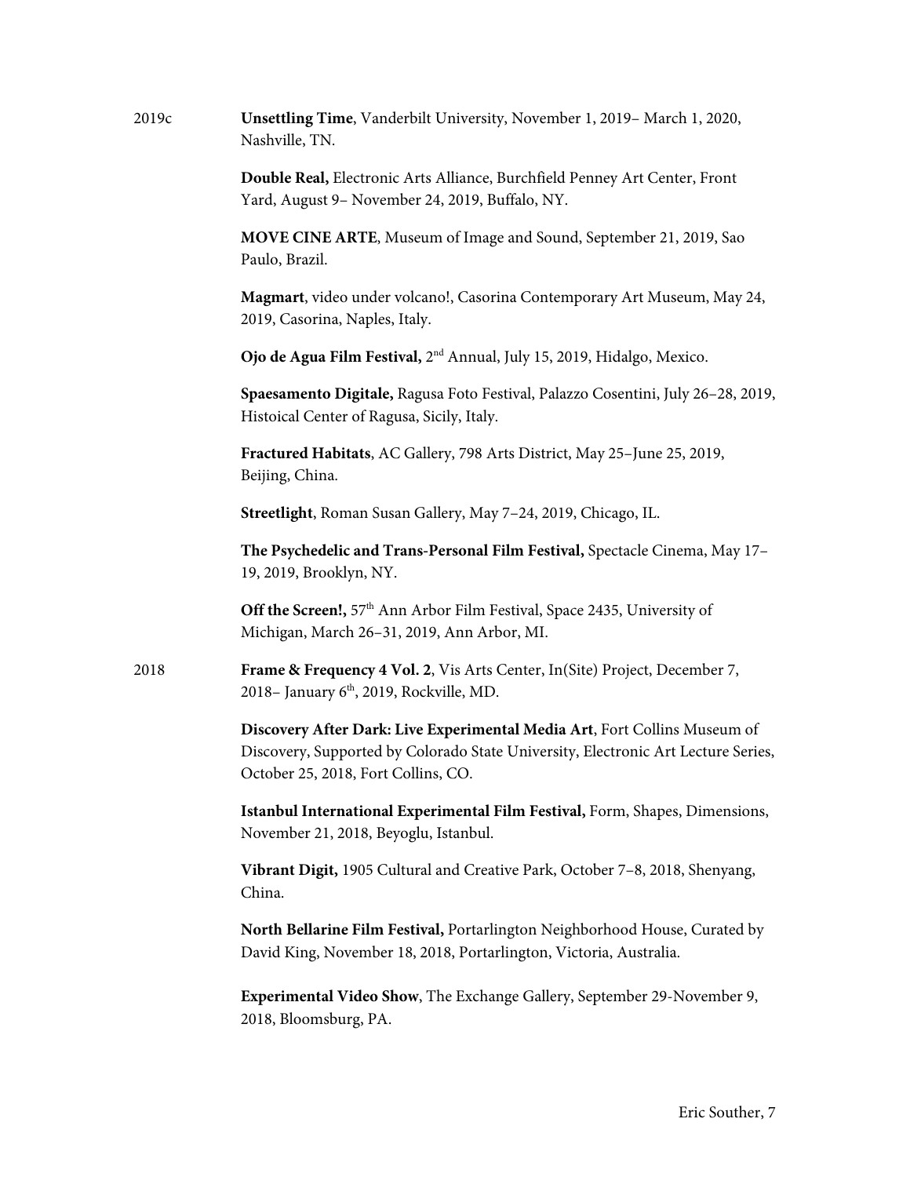2019c **Unsettling Time**, Vanderbilt University, November 1, 2019– March 1, 2020, Nashville, TN.

**Double Real,** Electronic Arts Alliance, Burchfield Penney Art Center, Front Yard, August 9– November 24, 2019, Buffalo, NY.

**MOVE CINE ARTE**, Museum of Image and Sound, September 21, 2019, Sao Paulo, Brazil.

**Magmart**, video under volcano!, Casorina Contemporary Art Museum, May 24, 2019, Casorina, Naples, Italy.

**Ojo de Agua Film Festival,** 2nd Annual, July 15, 2019, Hidalgo, Mexico.

**Spaesamento Digitale,** Ragusa Foto Festival, Palazzo Cosentini, July 26–28, 2019, Histoical Center of Ragusa, Sicily, Italy.

**Fractured Habitats**, AC Gallery, 798 Arts District, May 25–June 25, 2019, Beijing, China.

**Streetlight**, Roman Susan Gallery, May 7–24, 2019, Chicago, IL.

**The Psychedelic and Trans-Personal Film Festival,** Spectacle Cinema, May 17–19, 2019, Brooklyn, NY.

**Off the Screen!,** 57th Ann Arbor Film Festival, Space 2435, University of Michigan, March 26–31, 2019, Ann Arbor, MI.

2018 **Frame & Frequency 4 Vol. 2**, Vis Arts Center, In(Site) Project, December 7, 2018– January 6th, 2019, Rockville, MD.

**Discovery After Dark: Live Experimental Media Art**, Fort Collins Museum of Discovery, Supported by Colorado State University, Electronic Art Lecture Series, October 25, 2018, Fort Collins, CO.

**Istanbul International Experimental Film Festival,** Form, Shapes, Dimensions, November 21, 2018, Beyoglu, Istanbul.

**Vibrant Digit,** 1905 Cultural and Creative Park, October 7–8, 2018, Shenyang, China.

**North Bellarine Film Festival,** Portarlington Neighborhood House, Curated by David King, November 18, 2018, Portarlington, Victoria, Australia.

**Experimental Video Show**, The Exchange Gallery, September 29-November 9, 2018, Bloomsburg, PA.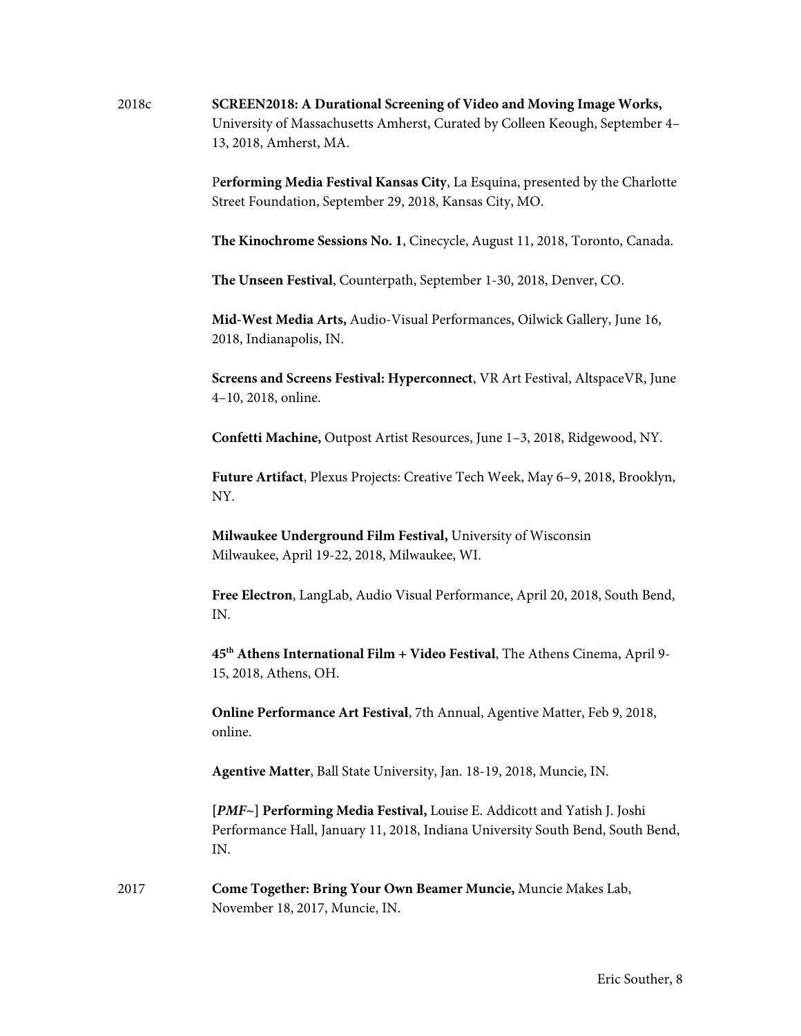2018c

**SCREEN2018: A Durational Screening of Video and Moving Image Works,** University of Massachusetts Amherst, Curated by Colleen Keough, September 4–13, 2018, Amherst, MA.

P**erforming Media Festival Kansas City**, La Esquina, presented by the Charlotte Street Foundation, September 29, 2018, Kansas City, MO.

**The Kinochrome Sessions No. 1**, Cinecycle, August 11, 2018, Toronto, Canada.

**The Unseen Festival**, Counterpath, September 1-30, 2018, Denver, CO.

**Mid-West Media Arts,** Audio-Visual Performances, Oilwick Gallery, June 16, 2018, Indianapolis, IN.

**Screens and Screens Festival: Hyperconnect**, VR Art Festival, AltspaceVR, June 4–10, 2018, online.

**Confetti Machine,** Outpost Artist Resources, June 1–3, 2018, Ridgewood, NY.

**Future Artifact**, Plexus Projects: Creative Tech Week, May 6–9, 2018, Brooklyn, NY.

**Milwaukee Underground Film Festival,** University of Wisconsin Milwaukee, April 19-22, 2018, Milwaukee, WI.

**Free Electron**, LangLab, Audio Visual Performance, April 20, 2018, South Bend, IN.

**45th Athens International Film + Video Festival**, The Athens Cinema, April 9-15, 2018, Athens, OH.

**Online Performance Art Festival**, 7th Annual, Agentive Matter, Feb 9, 2018, online.

**Agentive Matter**, Ball State University, Jan. 18-19, 2018, Muncie, IN.

**[*PMF~*] Performing Media Festival,** Louise E. Addicott and Yatish J. Joshi Performance Hall, January 11, 2018, Indiana University South Bend, South Bend, IN.

2017

**Come Together: Bring Your Own Beamer Muncie,** Muncie Makes Lab, November 18, 2017, Muncie, IN.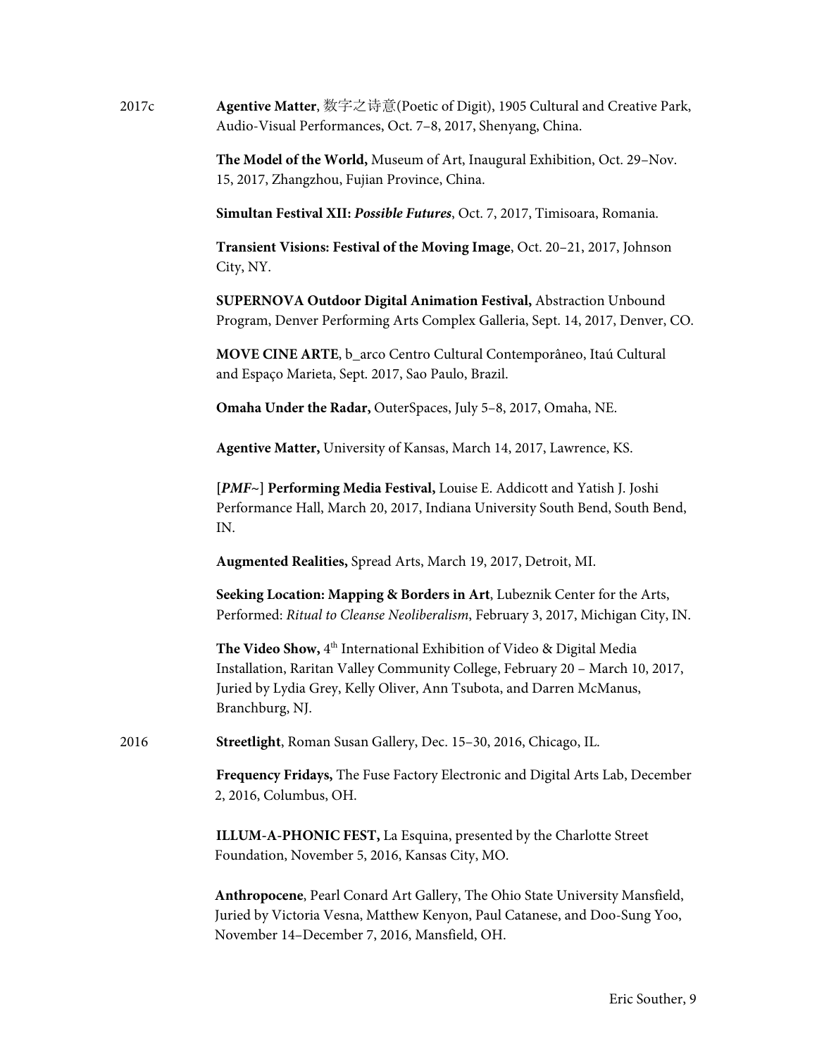2017c **Agentive Matter**, 数字之诗意(Poetic of Digit), 1905 Cultural and Creative Park, Audio-Visual Performances, Oct. 7–8, 2017, Shenyang, China.

**The Model of the World,** Museum of Art, Inaugural Exhibition, Oct. 29–Nov. 15, 2017, Zhangzhou, Fujian Province, China.

**Simultan Festival XII: *Possible Futures***, Oct. 7, 2017, Timisoara, Romania.

**Transient Visions: Festival of the Moving Image**, Oct. 20–21, 2017, Johnson City, NY.

**SUPERNOVA Outdoor Digital Animation Festival,** Abstraction Unbound Program, Denver Performing Arts Complex Galleria, Sept. 14, 2017, Denver, CO.

**MOVE CINE ARTE**, b_arco Centro Cultural Contemporâneo, Itaú Cultural and Espaço Marieta, Sept. 2017, Sao Paulo, Brazil.

**Omaha Under the Radar,** OuterSpaces, July 5–8, 2017, Omaha, NE.

**Agentive Matter,** University of Kansas, March 14, 2017, Lawrence, KS.

**[*PMF*~] Performing Media Festival,** Louise E. Addicott and Yatish J. Joshi Performance Hall, March 20, 2017, Indiana University South Bend, South Bend, IN.

**Augmented Realities,** Spread Arts, March 19, 2017, Detroit, MI.

**Seeking Location: Mapping & Borders in Art**, Lubeznik Center for the Arts, Performed: *Ritual to Cleanse Neoliberalism*, February 3, 2017, Michigan City, IN.

**The Video Show,** 4th International Exhibition of Video & Digital Media Installation, Raritan Valley Community College, February 20 – March 10, 2017, Juried by Lydia Grey, Kelly Oliver, Ann Tsubota, and Darren McManus, Branchburg, NJ.

2016 **Streetlight**, Roman Susan Gallery, Dec. 15–30, 2016, Chicago, IL.

**Frequency Fridays,** The Fuse Factory Electronic and Digital Arts Lab, December 2, 2016, Columbus, OH.

**ILLUM-A-PHONIC FEST,** La Esquina, presented by the Charlotte Street Foundation, November 5, 2016, Kansas City, MO.

**Anthropocene**, Pearl Conard Art Gallery, The Ohio State University Mansfield, Juried by Victoria Vesna, Matthew Kenyon, Paul Catanese, and Doo-Sung Yoo, November 14–December 7, 2016, Mansfield, OH.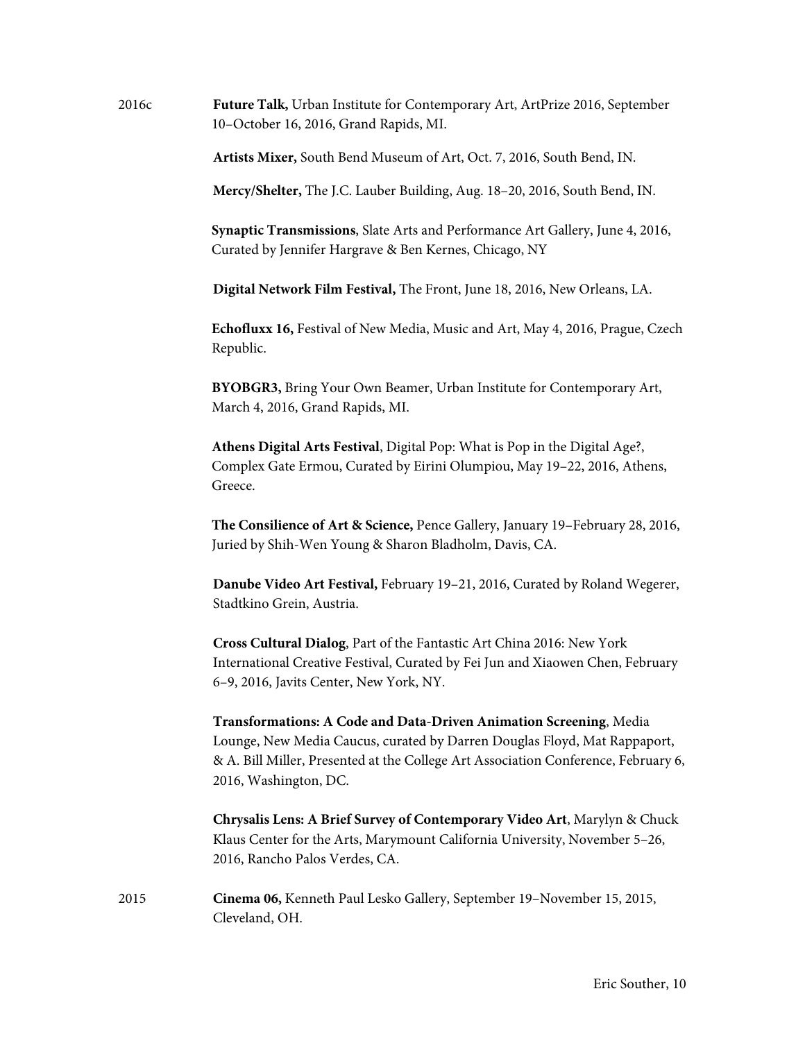2016c **Future Talk,** Urban Institute for Contemporary Art, ArtPrize 2016, September 10–October 16, 2016, Grand Rapids, MI.

**Artists Mixer,** South Bend Museum of Art, Oct. 7, 2016, South Bend, IN.

**Mercy/Shelter,** The J.C. Lauber Building, Aug. 18–20, 2016, South Bend, IN.

**Synaptic Transmissions**, Slate Arts and Performance Art Gallery, June 4, 2016, Curated by Jennifer Hargrave & Ben Kernes, Chicago, NY

**Digital Network Film Festival,** The Front, June 18, 2016, New Orleans, LA.

**Echofluxx 16,** Festival of New Media, Music and Art, May 4, 2016, Prague, Czech Republic.

**BYOBGR3,** Bring Your Own Beamer, Urban Institute for Contemporary Art, March 4, 2016, Grand Rapids, MI.

**Athens Digital Arts Festival**, Digital Pop: What is Pop in the Digital Age?, Complex Gate Ermou, Curated by Eirini Olumpiou, May 19–22, 2016, Athens, Greece.

**The Consilience of Art & Science,** Pence Gallery, January 19–February 28, 2016, Juried by Shih-Wen Young & Sharon Bladholm, Davis, CA.

**Danube Video Art Festival,** February 19–21, 2016, Curated by Roland Wegerer, Stadtkino Grein, Austria.

**Cross Cultural Dialog**, Part of the Fantastic Art China 2016: New York International Creative Festival, Curated by Fei Jun and Xiaowen Chen, February 6–9, 2016, Javits Center, New York, NY.

**Transformations: A Code and Data-Driven Animation Screening**, Media Lounge, New Media Caucus, curated by Darren Douglas Floyd, Mat Rappaport, & A. Bill Miller, Presented at the College Art Association Conference, February 6, 2016, Washington, DC.

**Chrysalis Lens: A Brief Survey of Contemporary Video Art**, Marylyn & Chuck Klaus Center for the Arts, Marymount California University, November 5–26, 2016, Rancho Palos Verdes, CA.

2015 **Cinema 06,** Kenneth Paul Lesko Gallery, September 19–November 15, 2015, Cleveland, OH.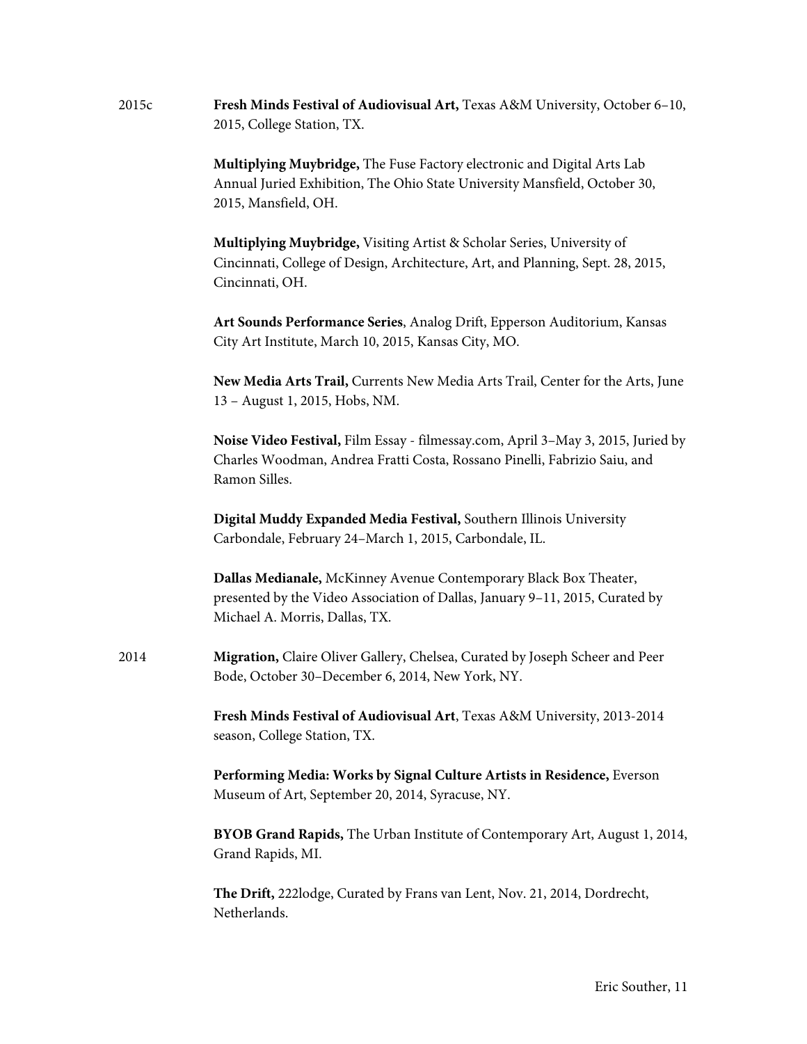2015c

**Fresh Minds Festival of Audiovisual Art,** Texas A&M University, October 6–10, 2015, College Station, TX.

**Multiplying Muybridge,** The Fuse Factory electronic and Digital Arts Lab Annual Juried Exhibition, The Ohio State University Mansfield, October 30, 2015, Mansfield, OH.

**Multiplying Muybridge,** Visiting Artist & Scholar Series, University of Cincinnati, College of Design, Architecture, Art, and Planning, Sept. 28, 2015, Cincinnati, OH.

**Art Sounds Performance Series**, Analog Drift, Epperson Auditorium, Kansas City Art Institute, March 10, 2015, Kansas City, MO.

**New Media Arts Trail,** Currents New Media Arts Trail, Center for the Arts, June 13 – August 1, 2015, Hobs, NM.

**Noise Video Festival,** Film Essay - filmessay.com, April 3–May 3, 2015, Juried by Charles Woodman, Andrea Fratti Costa, Rossano Pinelli, Fabrizio Saiu, and Ramon Silles.

**Digital Muddy Expanded Media Festival,** Southern Illinois University Carbondale, February 24–March 1, 2015, Carbondale, IL.

**Dallas Medianale,** McKinney Avenue Contemporary Black Box Theater, presented by the Video Association of Dallas, January 9–11, 2015, Curated by Michael A. Morris, Dallas, TX.

2014

**Migration,** Claire Oliver Gallery, Chelsea, Curated by Joseph Scheer and Peer Bode, October 30–December 6, 2014, New York, NY.

**Fresh Minds Festival of Audiovisual Art**, Texas A&M University, 2013-2014 season, College Station, TX.

**Performing Media: Works by Signal Culture Artists in Residence,** Everson Museum of Art, September 20, 2014, Syracuse, NY.

**BYOB Grand Rapids,** The Urban Institute of Contemporary Art, August 1, 2014, Grand Rapids, MI.

**The Drift,** 222lodge, Curated by Frans van Lent, Nov. 21, 2014, Dordrecht, Netherlands.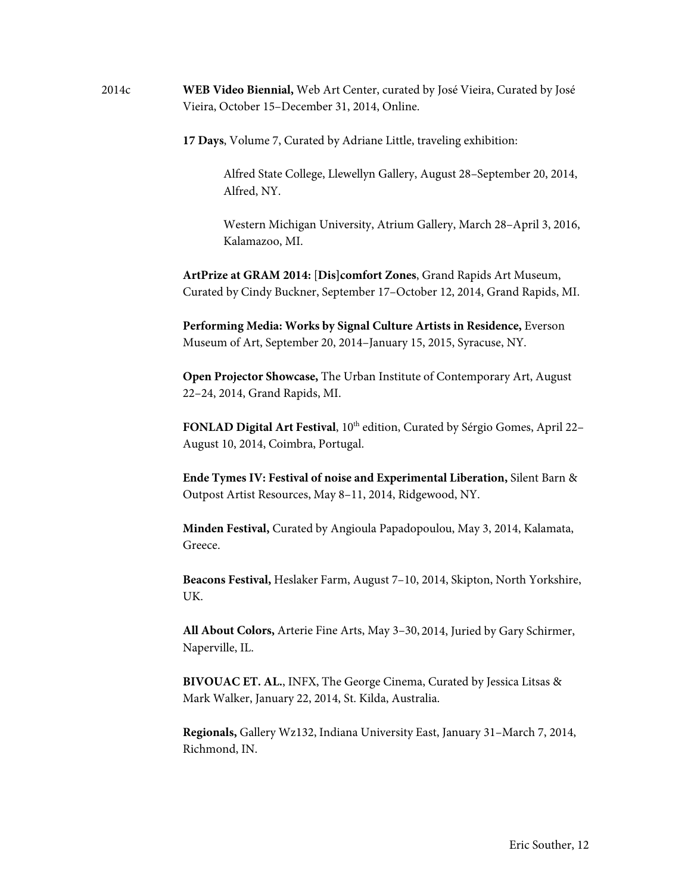2014c **WEB Video Biennial,** Web Art Center, curated by José Vieira, Curated by José Vieira, October 15–December 31, 2014, Online.

**17 Days**, Volume 7, Curated by Adriane Little, traveling exhibition:

> Alfred State College, Llewellyn Gallery, August 28–September 20, 2014, Alfred, NY.
>
> Western Michigan University, Atrium Gallery, March 28–April 3, 2016, Kalamazoo, MI.

**ArtPrize at GRAM 2014: [Dis]comfort Zones**, Grand Rapids Art Museum, Curated by Cindy Buckner, September 17–October 12, 2014, Grand Rapids, MI.

**Performing Media: Works by Signal Culture Artists in Residence,** Everson Museum of Art, September 20, 2014–January 15, 2015, Syracuse, NY.

**Open Projector Showcase,** The Urban Institute of Contemporary Art, August 22–24, 2014, Grand Rapids, MI.

**FONLAD Digital Art Festival**, 10th edition, Curated by Sérgio Gomes, April 22–August 10, 2014, Coimbra, Portugal.

**Ende Tymes IV: Festival of noise and Experimental Liberation,** Silent Barn & Outpost Artist Resources, May 8–11, 2014, Ridgewood, NY.

**Minden Festival,** Curated by Angioula Papadopoulou, May 3, 2014, Kalamata, Greece.

**Beacons Festival,** Heslaker Farm, August 7–10, 2014, Skipton, North Yorkshire, UK.

**All About Colors,** Arterie Fine Arts, May 3–30, 2014, Juried by Gary Schirmer, Naperville, IL.

**BIVOUAC ET. AL.**, INFX, The George Cinema, Curated by Jessica Litsas & Mark Walker, January 22, 2014, St. Kilda, Australia.

**Regionals,** Gallery Wz132, Indiana University East, January 31–March 7, 2014, Richmond, IN.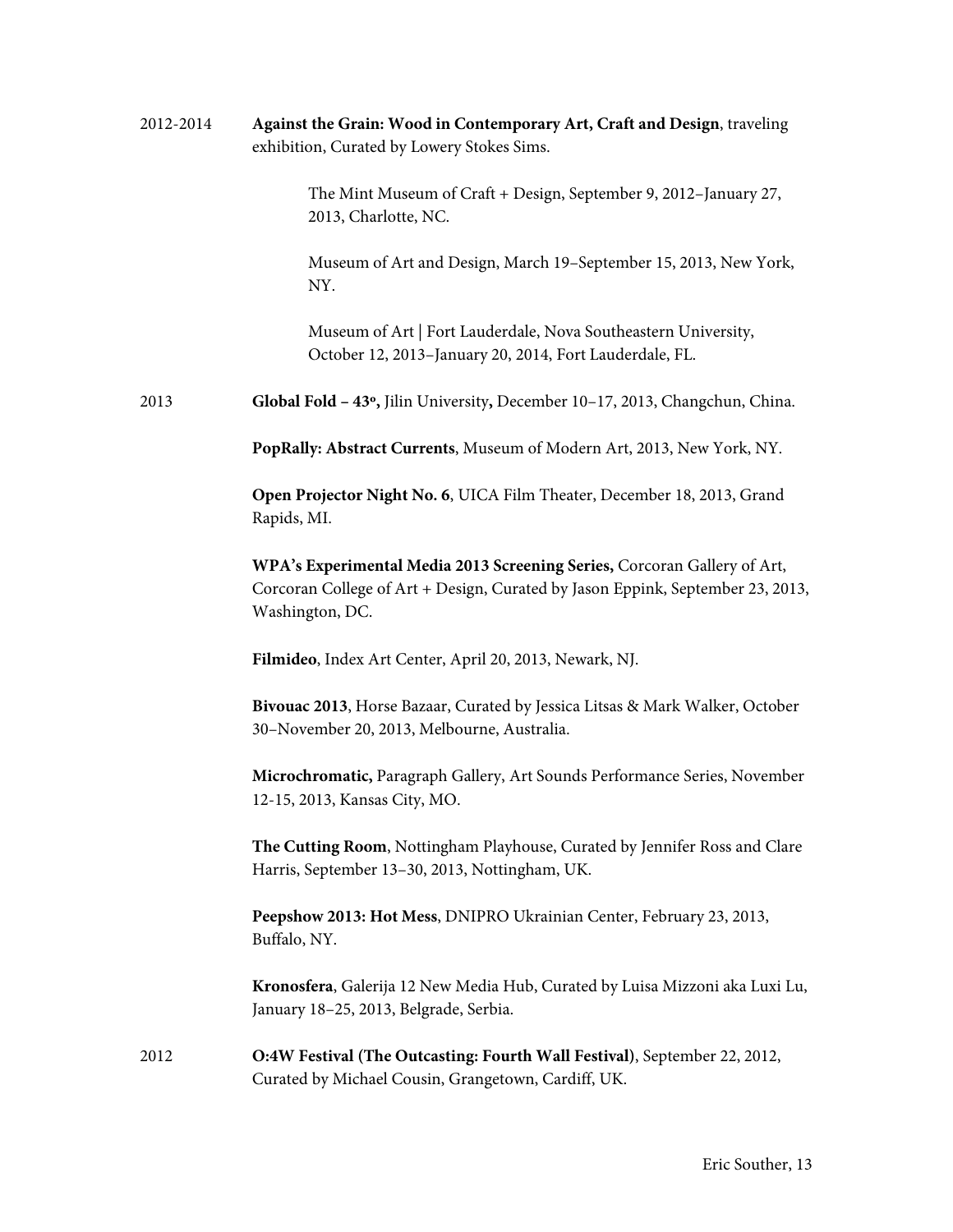2012-2014 **Against the Grain: Wood in Contemporary Art, Craft and Design**, traveling exhibition, Curated by Lowery Stokes Sims.

> The Mint Museum of Craft + Design, September 9, 2012–January 27, 2013, Charlotte, NC.
>
> Museum of Art and Design, March 19–September 15, 2013, New York, NY.
>
> Museum of Art | Fort Lauderdale, Nova Southeastern University, October 12, 2013–January 20, 2014, Fort Lauderdale, FL.

2013 **Global Fold – 43º,** Jilin University**,** December 10–17, 2013, Changchun, China.

**PopRally: Abstract Currents**, Museum of Modern Art, 2013, New York, NY.

**Open Projector Night No. 6**, UICA Film Theater, December 18, 2013, Grand Rapids, MI.

**WPA's Experimental Media 2013 Screening Series,** Corcoran Gallery of Art, Corcoran College of Art + Design, Curated by Jason Eppink, September 23, 2013, Washington, DC.

**Filmideo**, Index Art Center, April 20, 2013, Newark, NJ.

**Bivouac 2013**, Horse Bazaar, Curated by Jessica Litsas & Mark Walker, October 30–November 20, 2013, Melbourne, Australia.

**Microchromatic,** Paragraph Gallery, Art Sounds Performance Series, November 12-15, 2013, Kansas City, MO.

**The Cutting Room**, Nottingham Playhouse, Curated by Jennifer Ross and Clare Harris, September 13–30, 2013, Nottingham, UK.

**Peepshow 2013: Hot Mess**, DNIPRO Ukrainian Center, February 23, 2013, Buffalo, NY.

**Kronosfera**, Galerija 12 New Media Hub, Curated by Luisa Mizzoni aka Luxi Lu, January 18–25, 2013, Belgrade, Serbia.

2012 **O:4W Festival (The Outcasting: Fourth Wall Festival)**, September 22, 2012, Curated by Michael Cousin, Grangetown, Cardiff, UK.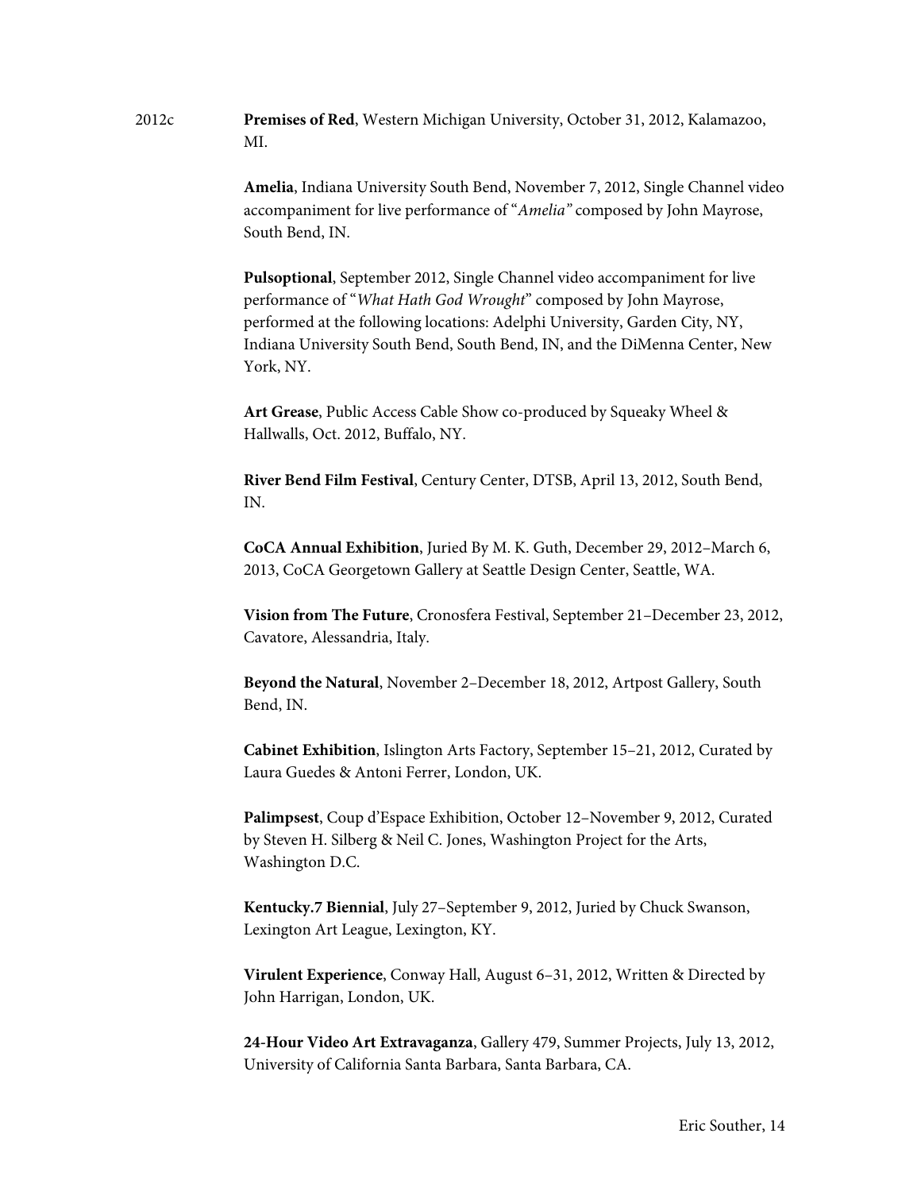2012c **Premises of Red**, Western Michigan University, October 31, 2012, Kalamazoo, MI.

**Amelia**, Indiana University South Bend, November 7, 2012, Single Channel video accompaniment for live performance of "*Amelia*" composed by John Mayrose, South Bend, IN.

**Pulsoptional**, September 2012, Single Channel video accompaniment for live performance of "*What Hath God Wrought*" composed by John Mayrose, performed at the following locations: Adelphi University, Garden City, NY, Indiana University South Bend, South Bend, IN, and the DiMenna Center, New York, NY.

**Art Grease**, Public Access Cable Show co-produced by Squeaky Wheel & Hallwalls, Oct. 2012, Buffalo, NY.

**River Bend Film Festival**, Century Center, DTSB, April 13, 2012, South Bend, IN.

**CoCA Annual Exhibition**, Juried By M. K. Guth, December 29, 2012–March 6, 2013, CoCA Georgetown Gallery at Seattle Design Center, Seattle, WA.

**Vision from The Future**, Cronosfera Festival, September 21–December 23, 2012, Cavatore, Alessandria, Italy.

**Beyond the Natural**, November 2–December 18, 2012, Artpost Gallery, South Bend, IN.

**Cabinet Exhibition**, Islington Arts Factory, September 15–21, 2012, Curated by Laura Guedes & Antoni Ferrer, London, UK.

**Palimpsest**, Coup d'Espace Exhibition, October 12–November 9, 2012, Curated by Steven H. Silberg & Neil C. Jones, Washington Project for the Arts, Washington D.C.

**Kentucky.7 Biennial**, July 27–September 9, 2012, Juried by Chuck Swanson, Lexington Art League, Lexington, KY.

**Virulent Experience**, Conway Hall, August 6–31, 2012, Written & Directed by John Harrigan, London, UK.

**24-Hour Video Art Extravaganza**, Gallery 479, Summer Projects, July 13, 2012, University of California Santa Barbara, Santa Barbara, CA.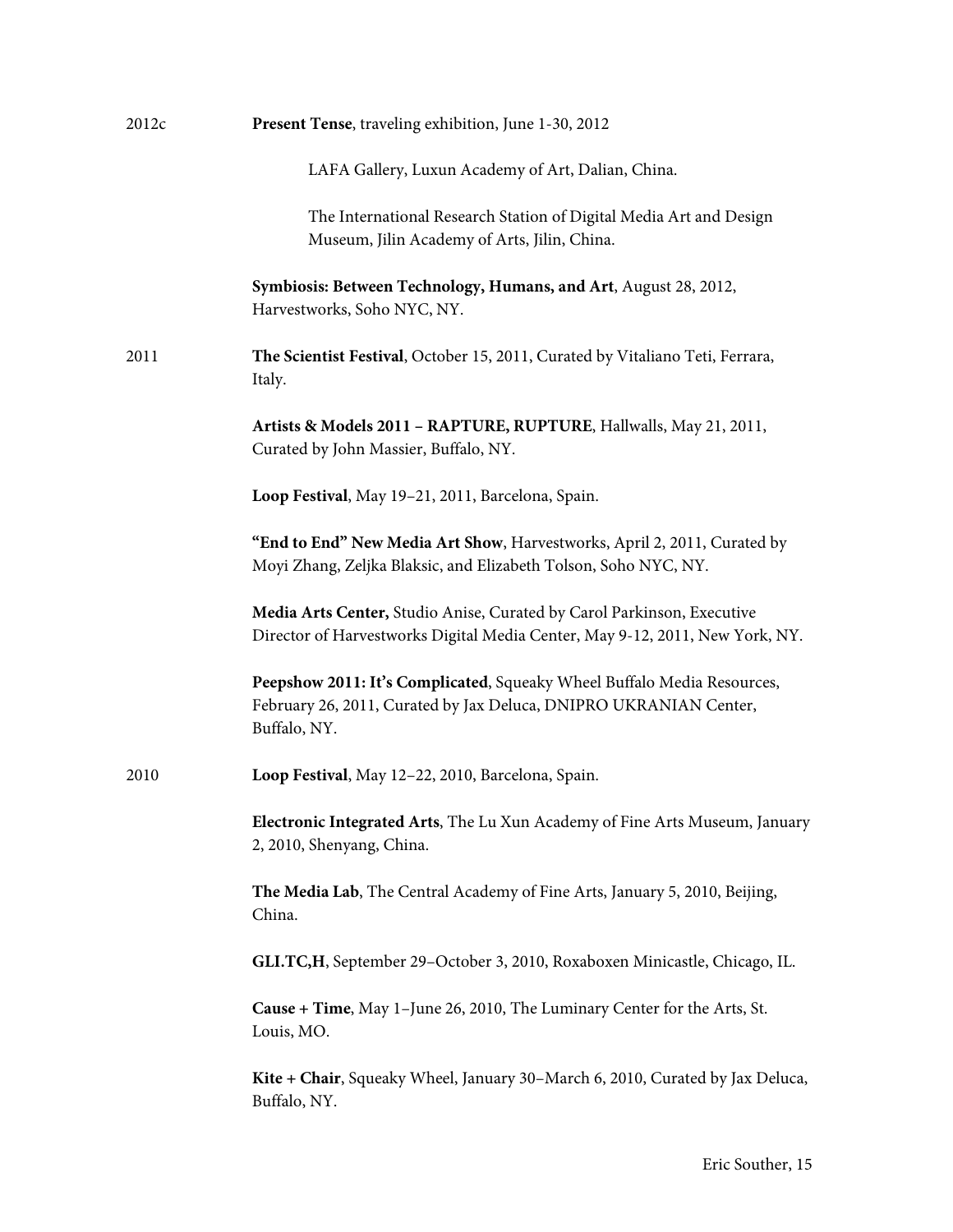2012c **Present Tense**, traveling exhibition, June 1-30, 2012

LAFA Gallery, Luxun Academy of Art, Dalian, China.

The International Research Station of Digital Media Art and Design Museum, Jilin Academy of Arts, Jilin, China.

**Symbiosis: Between Technology, Humans, and Art**, August 28, 2012, Harvestworks, Soho NYC, NY.

2011 **The Scientist Festival**, October 15, 2011, Curated by Vitaliano Teti, Ferrara, Italy.

**Artists & Models 2011 – RAPTURE, RUPTURE**, Hallwalls, May 21, 2011, Curated by John Massier, Buffalo, NY.

**Loop Festival**, May 19–21, 2011, Barcelona, Spain.

**"End to End" New Media Art Show**, Harvestworks, April 2, 2011, Curated by Moyi Zhang, Zeljka Blaksic, and Elizabeth Tolson, Soho NYC, NY.

**Media Arts Center,** Studio Anise, Curated by Carol Parkinson, Executive Director of Harvestworks Digital Media Center, May 9-12, 2011, New York, NY.

**Peepshow 2011: It's Complicated**, Squeaky Wheel Buffalo Media Resources, February 26, 2011, Curated by Jax Deluca, DNIPRO UKRANIAN Center, Buffalo, NY.

2010 **Loop Festival**, May 12–22, 2010, Barcelona, Spain.

**Electronic Integrated Arts**, The Lu Xun Academy of Fine Arts Museum, January 2, 2010, Shenyang, China.

**The Media Lab**, The Central Academy of Fine Arts, January 5, 2010, Beijing, China.

**GLI.TC,H**, September 29–October 3, 2010, Roxaboxen Minicastle, Chicago, IL.

**Cause + Time**, May 1–June 26, 2010, The Luminary Center for the Arts, St. Louis, MO.

**Kite + Chair**, Squeaky Wheel, January 30–March 6, 2010, Curated by Jax Deluca, Buffalo, NY.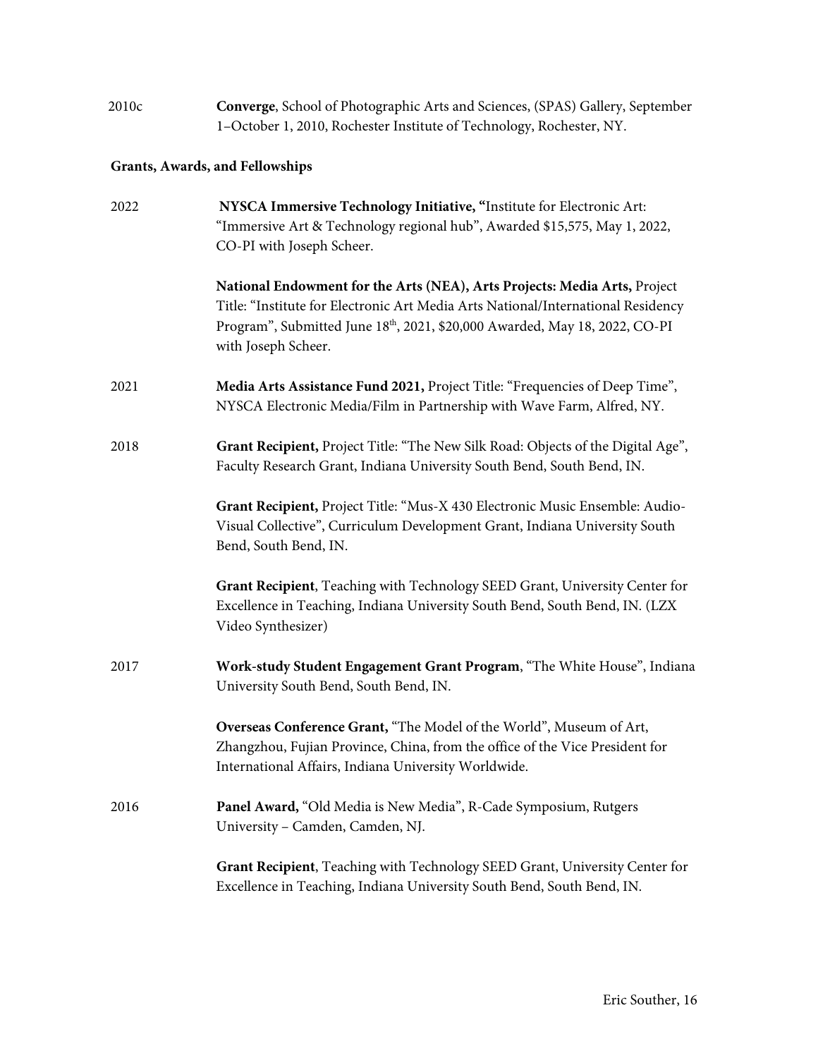2010c **Converge**, School of Photographic Arts and Sciences, (SPAS) Gallery, September 1–October 1, 2010, Rochester Institute of Technology, Rochester, NY.

**Grants, Awards, and Fellowships**

2022 **NYSCA Immersive Technology Initiative, "**Institute for Electronic Art: "Immersive Art & Technology regional hub", Awarded $15,575, May 1, 2022, CO-PI with Joseph Scheer.

**National Endowment for the Arts (NEA), Arts Projects: Media Arts,** Project Title: "Institute for Electronic Art Media Arts National/International Residency Program", Submitted June 18th, 2021, $20,000 Awarded, May 18, 2022, CO-PI with Joseph Scheer.

2021 **Media Arts Assistance Fund 2021,** Project Title: "Frequencies of Deep Time", NYSCA Electronic Media/Film in Partnership with Wave Farm, Alfred, NY.

2018 **Grant Recipient,** Project Title: "The New Silk Road: Objects of the Digital Age", Faculty Research Grant, Indiana University South Bend, South Bend, IN.

**Grant Recipient,** Project Title: "Mus-X 430 Electronic Music Ensemble: Audio-Visual Collective", Curriculum Development Grant, Indiana University South Bend, South Bend, IN.

**Grant Recipient**, Teaching with Technology SEED Grant, University Center for Excellence in Teaching, Indiana University South Bend, South Bend, IN. (LZX Video Synthesizer)

2017 **Work-study Student Engagement Grant Program**, "The White House", Indiana University South Bend, South Bend, IN.

**Overseas Conference Grant,** "The Model of the World", Museum of Art, Zhangzhou, Fujian Province, China, from the office of the Vice President for International Affairs, Indiana University Worldwide.

2016 **Panel Award,** "Old Media is New Media", R-Cade Symposium, Rutgers University – Camden, Camden, NJ.

**Grant Recipient**, Teaching with Technology SEED Grant, University Center for Excellence in Teaching, Indiana University South Bend, South Bend, IN.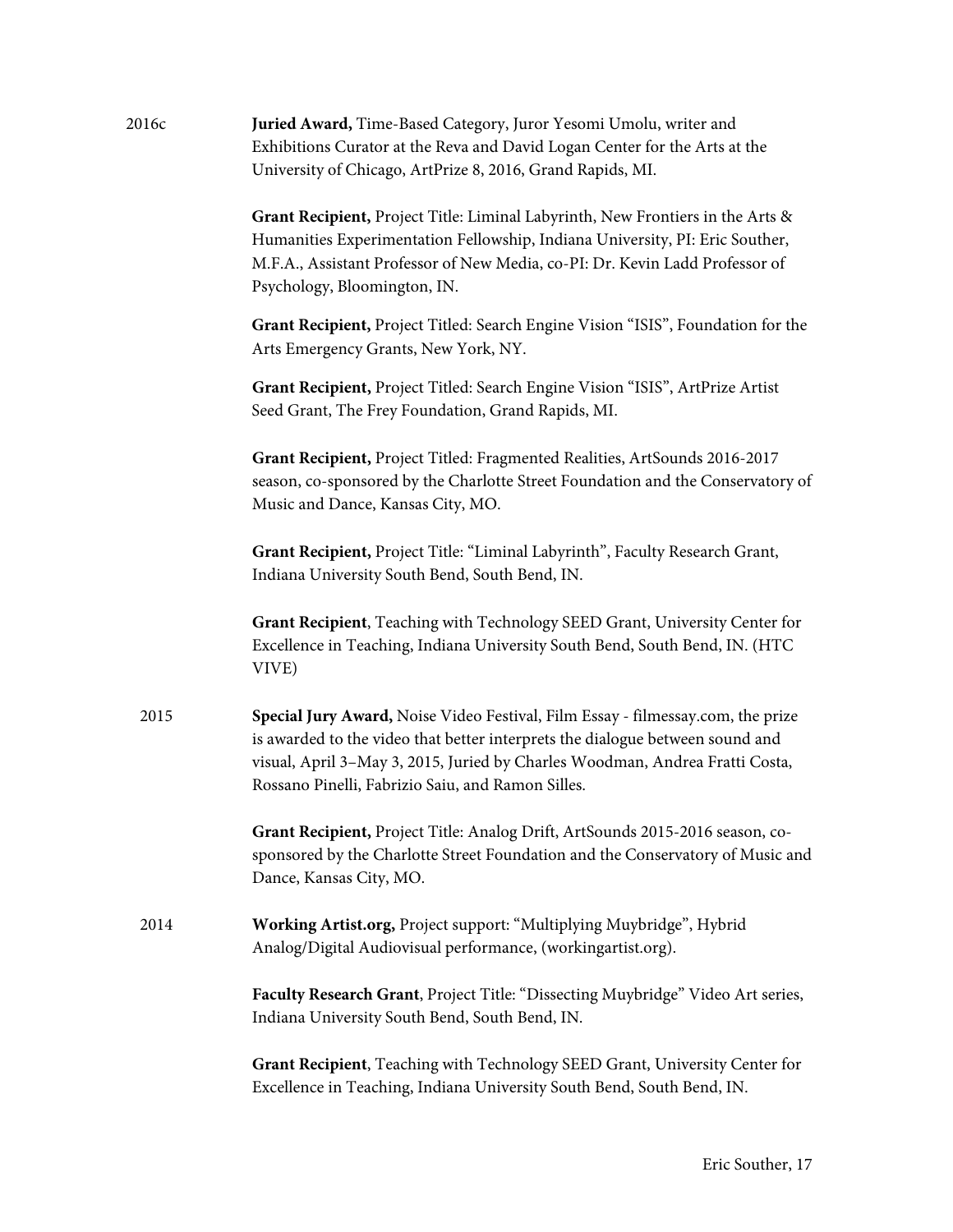2016c **Juried Award,** Time-Based Category, Juror Yesomi Umolu, writer and Exhibitions Curator at the Reva and David Logan Center for the Arts at the University of Chicago, ArtPrize 8, 2016, Grand Rapids, MI.

**Grant Recipient,** Project Title: Liminal Labyrinth, New Frontiers in the Arts & Humanities Experimentation Fellowship, Indiana University, PI: Eric Souther, M.F.A., Assistant Professor of New Media, co-PI: Dr. Kevin Ladd Professor of Psychology, Bloomington, IN.

**Grant Recipient,** Project Titled: Search Engine Vision "ISIS", Foundation for the Arts Emergency Grants, New York, NY.

**Grant Recipient,** Project Titled: Search Engine Vision "ISIS", ArtPrize Artist Seed Grant, The Frey Foundation, Grand Rapids, MI.

**Grant Recipient,** Project Titled: Fragmented Realities, ArtSounds 2016-2017 season, co-sponsored by the Charlotte Street Foundation and the Conservatory of Music and Dance, Kansas City, MO.

**Grant Recipient,** Project Title: "Liminal Labyrinth", Faculty Research Grant, Indiana University South Bend, South Bend, IN.

**Grant Recipient**, Teaching with Technology SEED Grant, University Center for Excellence in Teaching, Indiana University South Bend, South Bend, IN. (HTC VIVE)

2015 **Special Jury Award,** Noise Video Festival, Film Essay - filmessay.com, the prize is awarded to the video that better interprets the dialogue between sound and visual, April 3–May 3, 2015, Juried by Charles Woodman, Andrea Fratti Costa, Rossano Pinelli, Fabrizio Saiu, and Ramon Silles.

**Grant Recipient,** Project Title: Analog Drift, ArtSounds 2015-2016 season, co-sponsored by the Charlotte Street Foundation and the Conservatory of Music and Dance, Kansas City, MO.

2014 **Working Artist.org,** Project support: "Multiplying Muybridge", Hybrid Analog/Digital Audiovisual performance, (workingartist.org).

**Faculty Research Grant**, Project Title: "Dissecting Muybridge" Video Art series, Indiana University South Bend, South Bend, IN.

**Grant Recipient**, Teaching with Technology SEED Grant, University Center for Excellence in Teaching, Indiana University South Bend, South Bend, IN.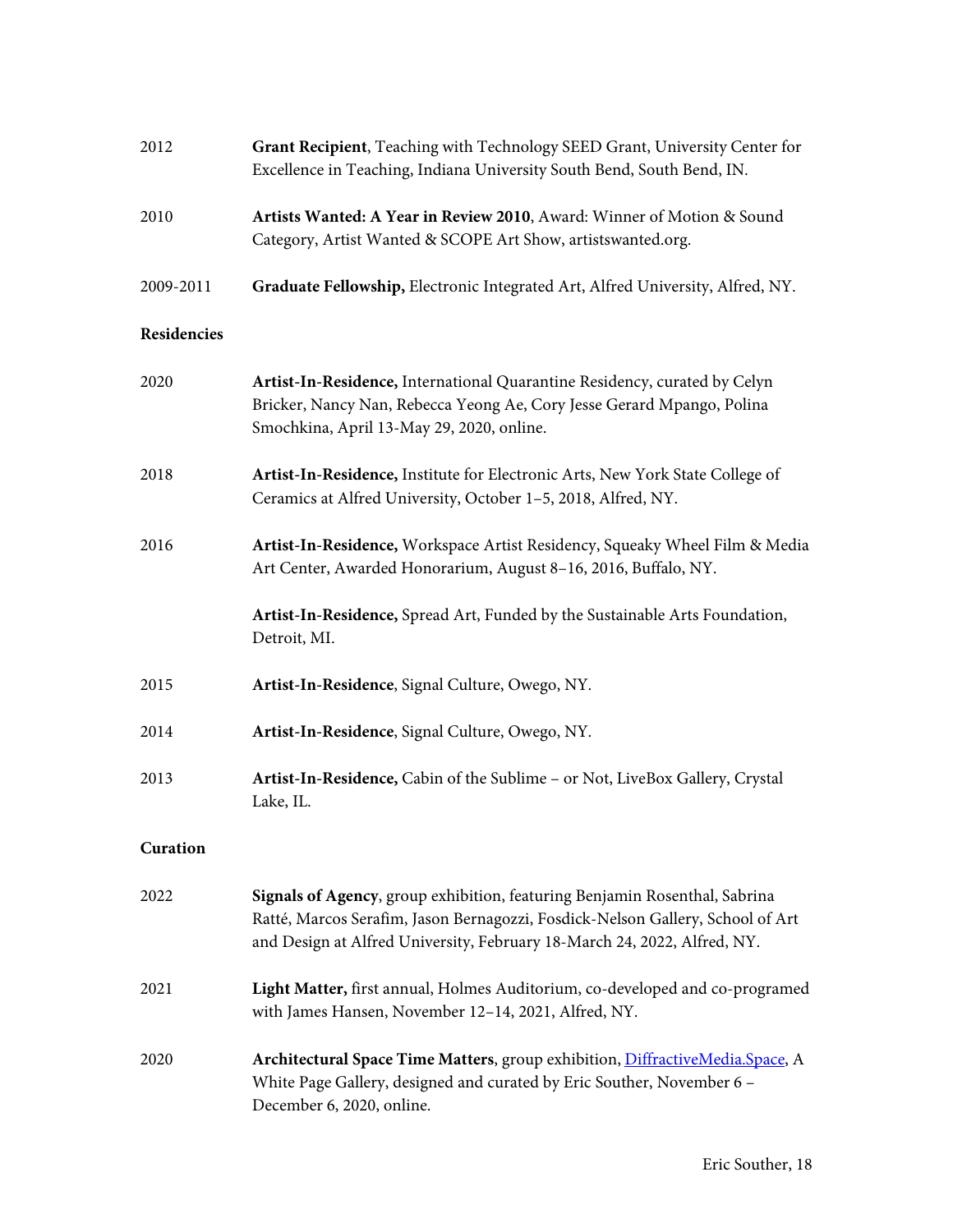2012 **Grant Recipient**, Teaching with Technology SEED Grant, University Center for Excellence in Teaching, Indiana University South Bend, South Bend, IN.

2010 **Artists Wanted: A Year in Review 2010**, Award: Winner of Motion & Sound Category, Artist Wanted & SCOPE Art Show, artistswanted.org.

2009-2011 **Graduate Fellowship,** Electronic Integrated Art, Alfred University, Alfred, NY.

### Residencies

2020 **Artist-In-Residence,** International Quarantine Residency, curated by Celyn Bricker, Nancy Nan, Rebecca Yeong Ae, Cory Jesse Gerard Mpango, Polina Smochkina, April 13-May 29, 2020, online.

2018 **Artist-In-Residence,** Institute for Electronic Arts, New York State College of Ceramics at Alfred University, October 1–5, 2018, Alfred, NY.

2016 **Artist-In-Residence,** Workspace Artist Residency, Squeaky Wheel Film & Media Art Center, Awarded Honorarium, August 8–16, 2016, Buffalo, NY.

**Artist-In-Residence,** Spread Art, Funded by the Sustainable Arts Foundation, Detroit, MI.

2015 **Artist-In-Residence**, Signal Culture, Owego, NY.

2014 **Artist-In-Residence**, Signal Culture, Owego, NY.

2013 **Artist-In-Residence,** Cabin of the Sublime – or Not, LiveBox Gallery, Crystal Lake, IL.

### Curation

2022 **Signals of Agency**, group exhibition, featuring Benjamin Rosenthal, Sabrina Ratté, Marcos Serafim, Jason Bernagozzi, Fosdick-Nelson Gallery, School of Art and Design at Alfred University, February 18-March 24, 2022, Alfred, NY.

2021 **Light Matter,** first annual, Holmes Auditorium, co-developed and co-programed with James Hansen, November 12–14, 2021, Alfred, NY.

2020 **Architectural Space Time Matters**, group exhibition, [DiffractiveMedia.Space](DiffractiveMedia.Space), A White Page Gallery, designed and curated by Eric Souther, November 6 – December 6, 2020, online.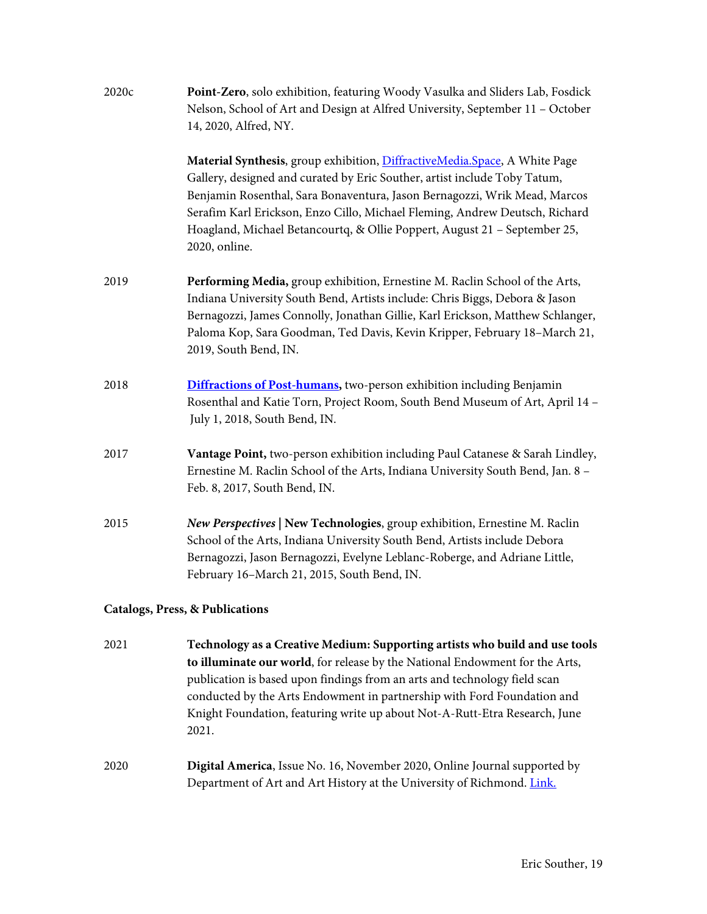2020c **Point-Zero**, solo exhibition, featuring Woody Vasulka and Sliders Lab, Fosdick Nelson, School of Art and Design at Alfred University, September 11 – October 14, 2020, Alfred, NY.

**Material Synthesis**, group exhibition, [DiffractiveMedia.Space](), A White Page Gallery, designed and curated by Eric Souther, artist include Toby Tatum, Benjamin Rosenthal, Sara Bonaventura, Jason Bernagozzi, Wrik Mead, Marcos Serafim Karl Erickson, Enzo Cillo, Michael Fleming, Andrew Deutsch, Richard Hoagland, Michael Betancourtq, & Ollie Poppert, August 21 – September 25, 2020, online.

2019 **Performing Media,** group exhibition, Ernestine M. Raclin School of the Arts, Indiana University South Bend, Artists include: Chris Biggs, Debora & Jason Bernagozzi, James Connolly, Jonathan Gillie, Karl Erickson, Matthew Schlanger, Paloma Kop, Sara Goodman, Ted Davis, Kevin Kripper, February 18–March 21, 2019, South Bend, IN.

2018 **[Diffractions of Post-humans]()**, two-person exhibition including Benjamin Rosenthal and Katie Torn, Project Room, South Bend Museum of Art, April 14 – July 1, 2018, South Bend, IN.

2017 **Vantage Point,** two-person exhibition including Paul Catanese & Sarah Lindley, Ernestine M. Raclin School of the Arts, Indiana University South Bend, Jan. 8 – Feb. 8, 2017, South Bend, IN.

2015 ***New Perspectives* | New Technologies**, group exhibition, Ernestine M. Raclin School of the Arts, Indiana University South Bend, Artists include Debora Bernagozzi, Jason Bernagozzi, Evelyne Leblanc-Roberge, and Adriane Little, February 16–March 21, 2015, South Bend, IN.

**Catalogs, Press, & Publications**

2021 **Technology as a Creative Medium: Supporting artists who build and use tools to illuminate our world**, for release by the National Endowment for the Arts, publication is based upon findings from an arts and technology field scan conducted by the Arts Endowment in partnership with Ford Foundation and Knight Foundation, featuring write up about Not-A-Rutt-Etra Research, June 2021.

2020 **Digital America**, Issue No. 16, November 2020, Online Journal supported by Department of Art and Art History at the University of Richmond. [Link.]()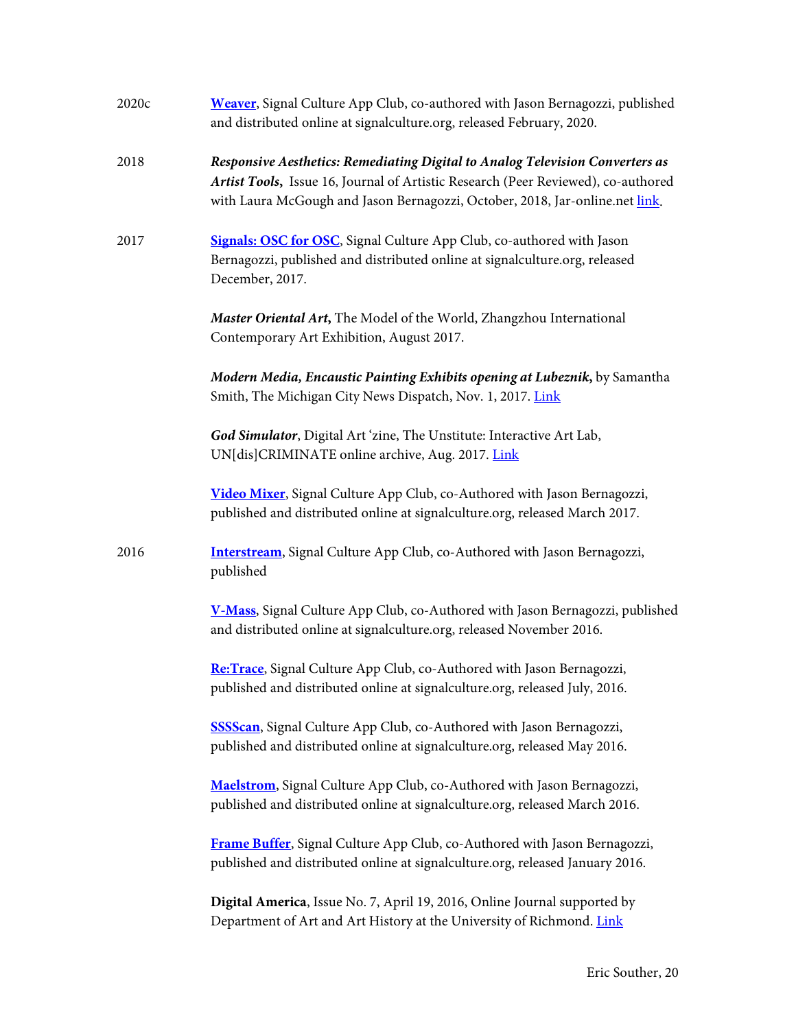2020c **Weaver**, Signal Culture App Club, co-authored with Jason Bernagozzi, published and distributed online at signalculture.org, released February, 2020.

2018 ***Responsive Aesthetics: Remediating Digital to Analog Television Converters as Artist Tools,*** Issue 16, Journal of Artistic Research (Peer Reviewed), co-authored with Laura McGough and Jason Bernagozzi, October, 2018, Jar-online.net link.

2017 **Signals: OSC for OSC**, Signal Culture App Club, co-authored with Jason Bernagozzi, published and distributed online at signalculture.org, released December, 2017.

***Master Oriental Art,*** The Model of the World, Zhangzhou International Contemporary Art Exhibition, August 2017.

***Modern Media, Encaustic Painting Exhibits opening at Lubeznik,*** by Samantha Smith, The Michigan City News Dispatch, Nov. 1, 2017. Link

***God Simulator***, Digital Art 'zine, The Unstitute: Interactive Art Lab, UN[dis]CRIMINATE online archive, Aug. 2017. Link

**Video Mixer**, Signal Culture App Club, co-Authored with Jason Bernagozzi, published and distributed online at signalculture.org, released March 2017.

2016 **Interstream**, Signal Culture App Club, co-Authored with Jason Bernagozzi, published

**V-Mass**, Signal Culture App Club, co-Authored with Jason Bernagozzi, published and distributed online at signalculture.org, released November 2016.

**Re:Trace**, Signal Culture App Club, co-Authored with Jason Bernagozzi, published and distributed online at signalculture.org, released July, 2016.

**SSSScan**, Signal Culture App Club, co-Authored with Jason Bernagozzi, published and distributed online at signalculture.org, released May 2016.

**Maelstrom**, Signal Culture App Club, co-Authored with Jason Bernagozzi, published and distributed online at signalculture.org, released March 2016.

**Frame Buffer**, Signal Culture App Club, co-Authored with Jason Bernagozzi, published and distributed online at signalculture.org, released January 2016.

**Digital America**, Issue No. 7, April 19, 2016, Online Journal supported by Department of Art and Art History at the University of Richmond. Link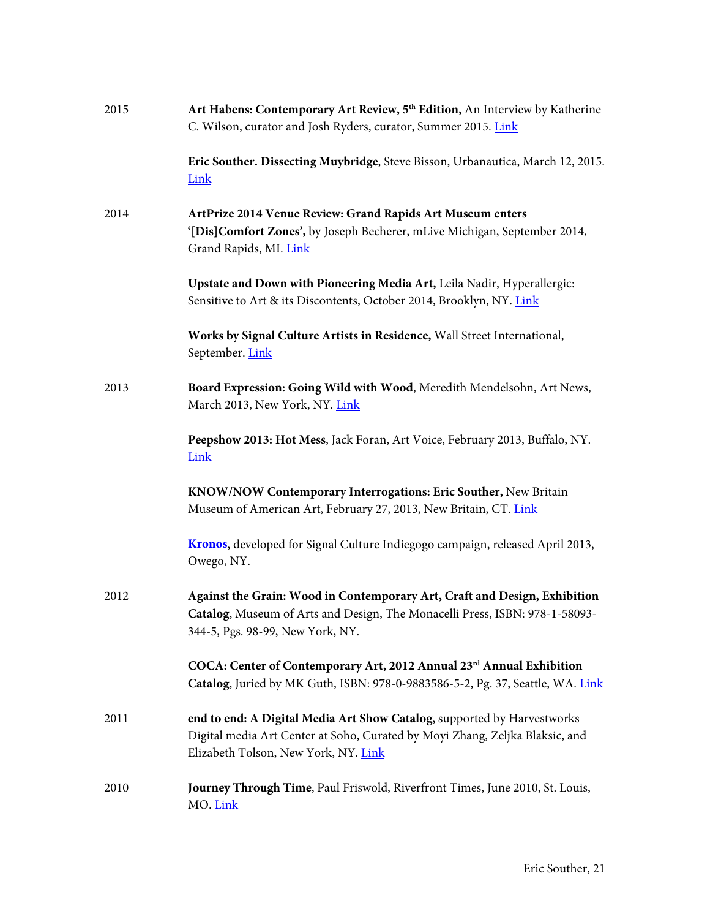2015 **Art Habens: Contemporary Art Review, 5th Edition,** An Interview by Katherine C. Wilson, curator and Josh Ryders, curator, Summer 2015. Link

**Eric Souther. Dissecting Muybridge**, Steve Bisson, Urbanautica, March 12, 2015. Link

2014 **ArtPrize 2014 Venue Review: Grand Rapids Art Museum enters '[Dis]Comfort Zones',** by Joseph Becherer, mLive Michigan, September 2014, Grand Rapids, MI. Link

**Upstate and Down with Pioneering Media Art,** Leila Nadir, Hyperallergic: Sensitive to Art & its Discontents, October 2014, Brooklyn, NY. Link

**Works by Signal Culture Artists in Residence,** Wall Street International, September. Link

2013 **Board Expression: Going Wild with Wood**, Meredith Mendelsohn, Art News, March 2013, New York, NY. Link

**Peepshow 2013: Hot Mess**, Jack Foran, Art Voice, February 2013, Buffalo, NY. Link

**KNOW/NOW Contemporary Interrogations: Eric Souther,** New Britain Museum of American Art, February 27, 2013, New Britain, CT. Link

**Kronos**, developed for Signal Culture Indiegogo campaign, released April 2013, Owego, NY.

2012 **Against the Grain: Wood in Contemporary Art, Craft and Design, Exhibition Catalog**, Museum of Arts and Design, The Monacelli Press, ISBN: 978-1-58093-344-5, Pgs. 98-99, New York, NY.

**COCA: Center of Contemporary Art, 2012 Annual 23rd Annual Exhibition Catalog**, Juried by MK Guth, ISBN: 978-0-9883586-5-2, Pg. 37, Seattle, WA. Link

2011 **end to end: A Digital Media Art Show Catalog**, supported by Harvestworks Digital media Art Center at Soho, Curated by Moyi Zhang, Zeljka Blaksic, and Elizabeth Tolson, New York, NY. Link

2010 **Journey Through Time**, Paul Friswold, Riverfront Times, June 2010, St. Louis, MO. Link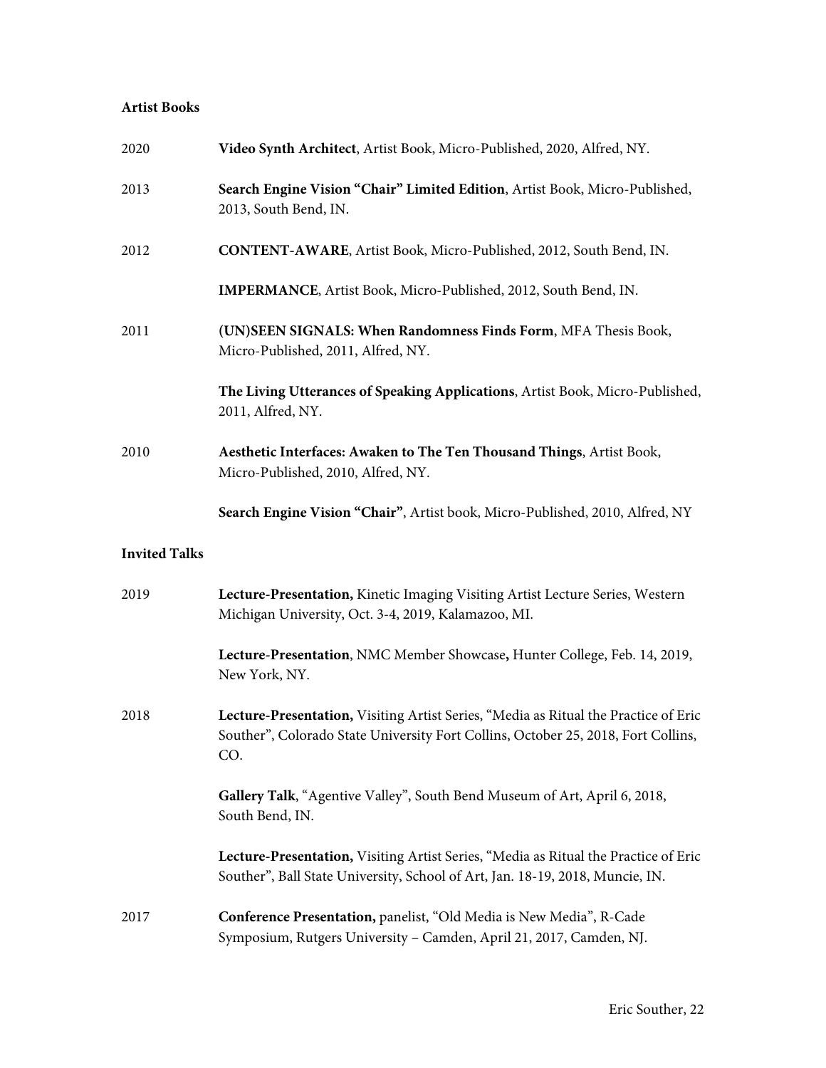**Artist Books**

2020 **Video Synth Architect**, Artist Book, Micro-Published, 2020, Alfred, NY.

2013 **Search Engine Vision "Chair" Limited Edition**, Artist Book, Micro-Published, 2013, South Bend, IN.

2012 **CONTENT-AWARE**, Artist Book, Micro-Published, 2012, South Bend, IN.

**IMPERMANCE**, Artist Book, Micro-Published, 2012, South Bend, IN.

2011 **(UN)SEEN SIGNALS: When Randomness Finds Form**, MFA Thesis Book, Micro-Published, 2011, Alfred, NY.

**The Living Utterances of Speaking Applications**, Artist Book, Micro-Published, 2011, Alfred, NY.

2010 **Aesthetic Interfaces: Awaken to The Ten Thousand Things**, Artist Book, Micro-Published, 2010, Alfred, NY.

**Search Engine Vision "Chair"**, Artist book, Micro-Published, 2010, Alfred, NY

**Invited Talks**

2019 **Lecture-Presentation,** Kinetic Imaging Visiting Artist Lecture Series, Western Michigan University, Oct. 3-4, 2019, Kalamazoo, MI.

**Lecture-Presentation**, NMC Member Showcase**,** Hunter College, Feb. 14, 2019, New York, NY.

2018 **Lecture-Presentation,** Visiting Artist Series, "Media as Ritual the Practice of Eric Souther", Colorado State University Fort Collins, October 25, 2018, Fort Collins, CO.

**Gallery Talk**, "Agentive Valley", South Bend Museum of Art, April 6, 2018, South Bend, IN.

**Lecture-Presentation,** Visiting Artist Series, "Media as Ritual the Practice of Eric Souther", Ball State University, School of Art, Jan. 18-19, 2018, Muncie, IN.

2017 **Conference Presentation,** panelist, "Old Media is New Media", R-Cade Symposium, Rutgers University – Camden, April 21, 2017, Camden, NJ.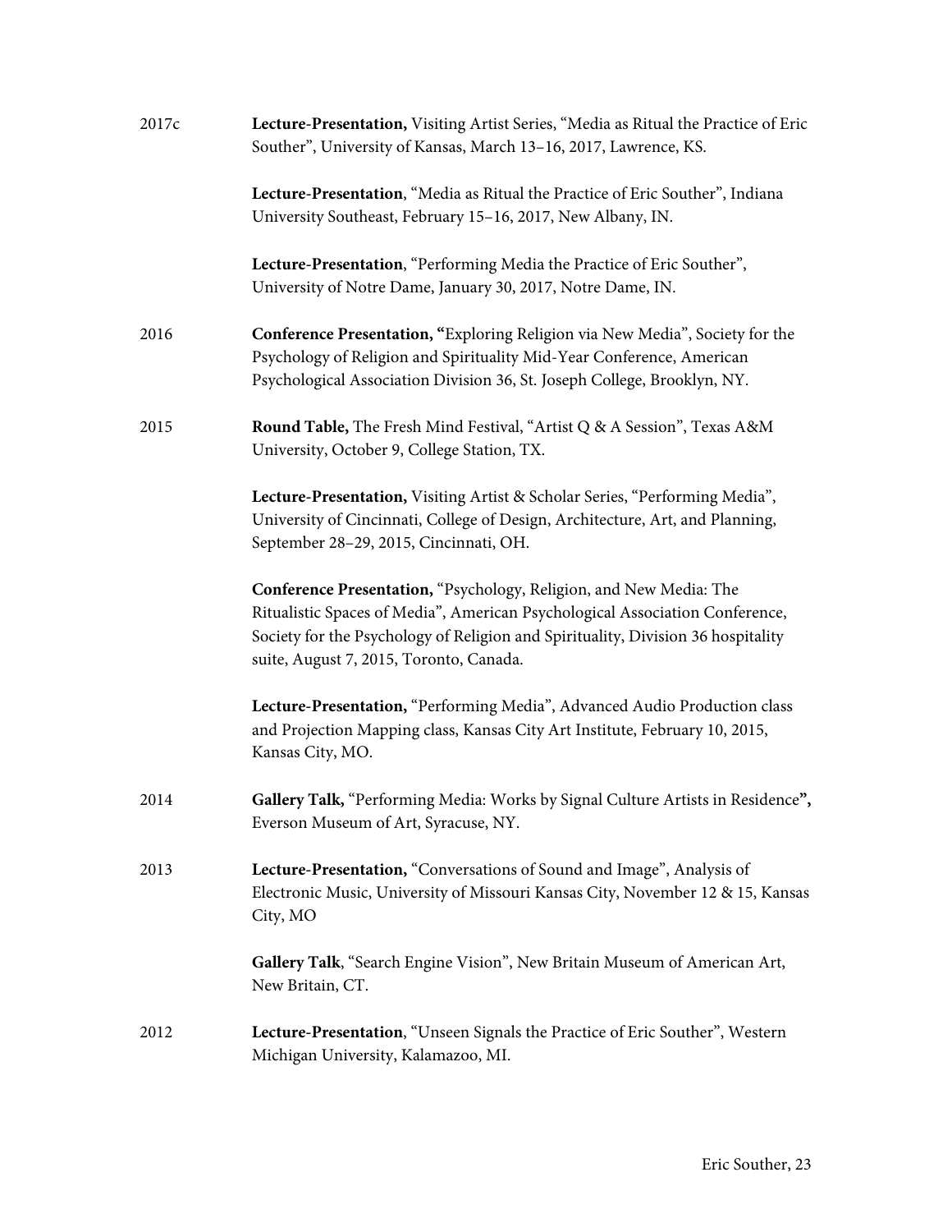2017c **Lecture-Presentation,** Visiting Artist Series, "Media as Ritual the Practice of Eric Souther", University of Kansas, March 13–16, 2017, Lawrence, KS.

**Lecture-Presentation**, "Media as Ritual the Practice of Eric Souther", Indiana University Southeast, February 15–16, 2017, New Albany, IN.

**Lecture-Presentation**, "Performing Media the Practice of Eric Souther", University of Notre Dame, January 30, 2017, Notre Dame, IN.

2016 **Conference Presentation, "**Exploring Religion via New Media", Society for the Psychology of Religion and Spirituality Mid-Year Conference, American Psychological Association Division 36, St. Joseph College, Brooklyn, NY.

2015 **Round Table,** The Fresh Mind Festival, "Artist Q & A Session", Texas A&M University, October 9, College Station, TX.

**Lecture-Presentation,** Visiting Artist & Scholar Series, "Performing Media", University of Cincinnati, College of Design, Architecture, Art, and Planning, September 28–29, 2015, Cincinnati, OH.

**Conference Presentation,** "Psychology, Religion, and New Media: The Ritualistic Spaces of Media", American Psychological Association Conference, Society for the Psychology of Religion and Spirituality, Division 36 hospitality suite, August 7, 2015, Toronto, Canada.

**Lecture-Presentation,** "Performing Media", Advanced Audio Production class and Projection Mapping class, Kansas City Art Institute, February 10, 2015, Kansas City, MO.

2014 **Gallery Talk,** "Performing Media: Works by Signal Culture Artists in Residence**",** Everson Museum of Art, Syracuse, NY.

2013 **Lecture-Presentation,** "Conversations of Sound and Image", Analysis of Electronic Music, University of Missouri Kansas City, November 12 & 15, Kansas City, MO

**Gallery Talk**, "Search Engine Vision", New Britain Museum of American Art, New Britain, CT.

2012 **Lecture-Presentation**, "Unseen Signals the Practice of Eric Souther", Western Michigan University, Kalamazoo, MI.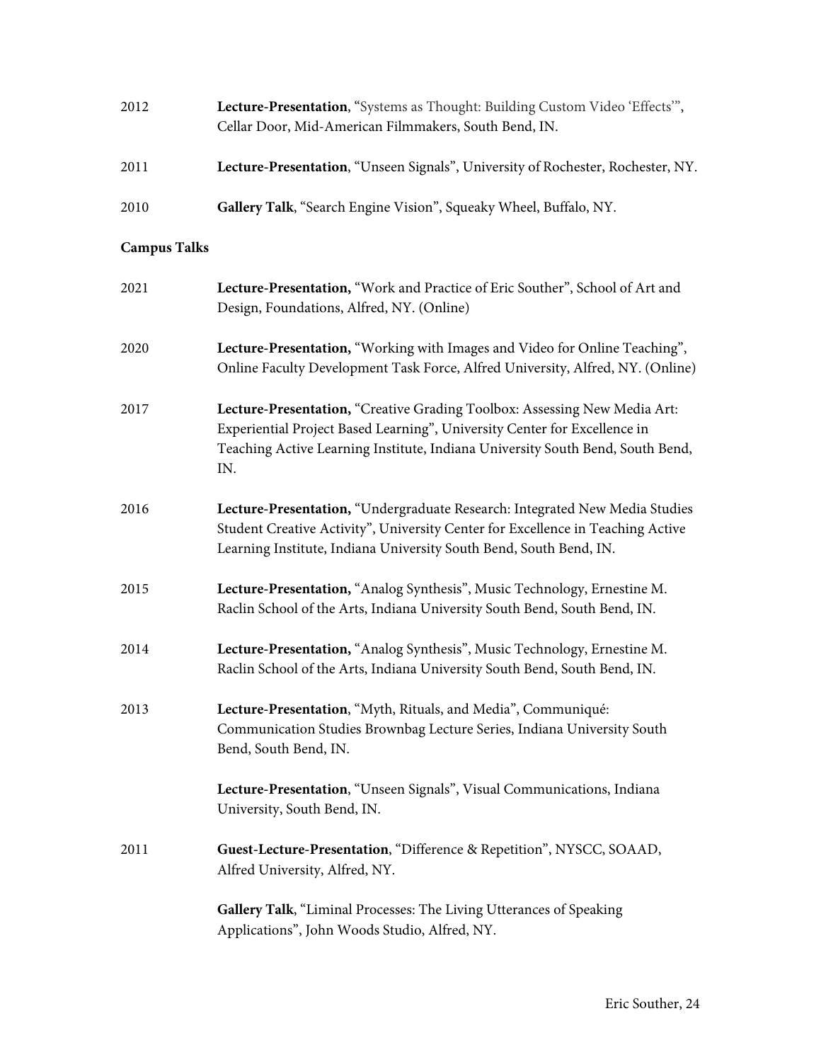2012 **Lecture-Presentation**, "Systems as Thought: Building Custom Video 'Effects'", Cellar Door, Mid-American Filmmakers, South Bend, IN.

2011 **Lecture-Presentation**, "Unseen Signals", University of Rochester, Rochester, NY.

2010 **Gallery Talk**, "Search Engine Vision", Squeaky Wheel, Buffalo, NY.

**Campus Talks**

2021 **Lecture-Presentation,** "Work and Practice of Eric Souther", School of Art and Design, Foundations, Alfred, NY. (Online)

2020 **Lecture-Presentation,** "Working with Images and Video for Online Teaching", Online Faculty Development Task Force, Alfred University, Alfred, NY. (Online)

2017 **Lecture-Presentation,** "Creative Grading Toolbox: Assessing New Media Art: Experiential Project Based Learning", University Center for Excellence in Teaching Active Learning Institute, Indiana University South Bend, South Bend, IN.

2016 **Lecture-Presentation,** "Undergraduate Research: Integrated New Media Studies Student Creative Activity", University Center for Excellence in Teaching Active Learning Institute, Indiana University South Bend, South Bend, IN.

2015 **Lecture-Presentation,** "Analog Synthesis", Music Technology, Ernestine M. Raclin School of the Arts, Indiana University South Bend, South Bend, IN.

2014 **Lecture-Presentation,** "Analog Synthesis", Music Technology, Ernestine M. Raclin School of the Arts, Indiana University South Bend, South Bend, IN.

2013 **Lecture-Presentation**, "Myth, Rituals, and Media", Communiqué: Communication Studies Brownbag Lecture Series, Indiana University South Bend, South Bend, IN.

**Lecture-Presentation**, "Unseen Signals", Visual Communications, Indiana University, South Bend, IN.

2011 **Guest-Lecture-Presentation**, "Difference & Repetition", NYSCC, SOAAD, Alfred University, Alfred, NY.

**Gallery Talk**, "Liminal Processes: The Living Utterances of Speaking Applications", John Woods Studio, Alfred, NY.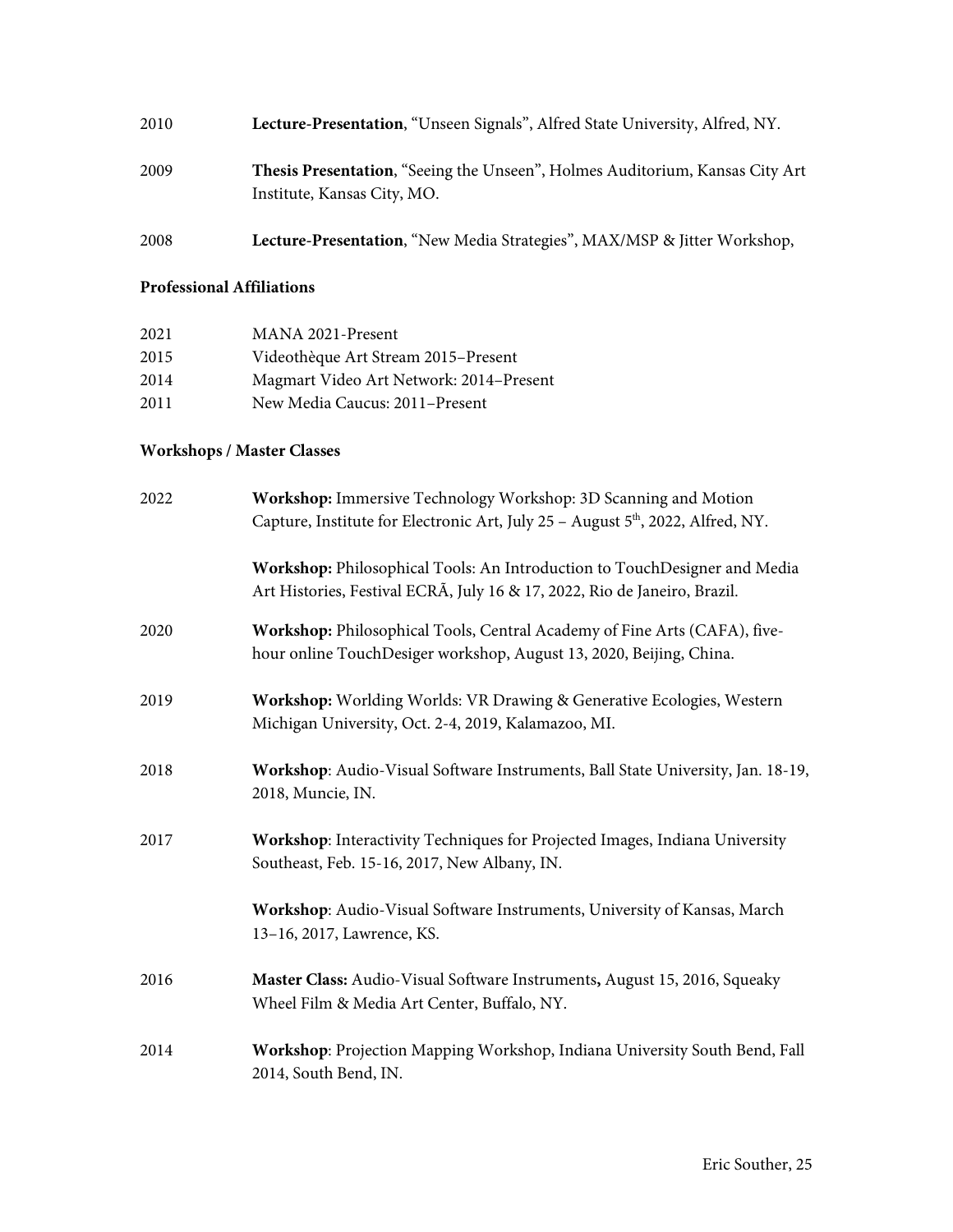2010 **Lecture-Presentation**, "Unseen Signals", Alfred State University, Alfred, NY.

2009 **Thesis Presentation**, "Seeing the Unseen", Holmes Auditorium, Kansas City Art Institute, Kansas City, MO.

2008 **Lecture-Presentation**, "New Media Strategies", MAX/MSP & Jitter Workshop,

### Professional Affiliations

2021 MANA 2021-Present
2015 Videothèque Art Stream 2015–Present
2014 Magmart Video Art Network: 2014–Present
2011 New Media Caucus: 2011–Present

### Workshops / Master Classes

2022 **Workshop:** Immersive Technology Workshop: 3D Scanning and Motion Capture, Institute for Electronic Art, July 25 – August 5th, 2022, Alfred, NY.

**Workshop:** Philosophical Tools: An Introduction to TouchDesigner and Media Art Histories, Festival ECRÃ, July 16 & 17, 2022, Rio de Janeiro, Brazil.

2020 **Workshop:** Philosophical Tools, Central Academy of Fine Arts (CAFA), five-hour online TouchDesiger workshop, August 13, 2020, Beijing, China.

2019 **Workshop:** Worlding Worlds: VR Drawing & Generative Ecologies, Western Michigan University, Oct. 2-4, 2019, Kalamazoo, MI.

2018 **Workshop**: Audio-Visual Software Instruments, Ball State University, Jan. 18-19, 2018, Muncie, IN.

2017 **Workshop**: Interactivity Techniques for Projected Images, Indiana University Southeast, Feb. 15-16, 2017, New Albany, IN.

**Workshop**: Audio-Visual Software Instruments, University of Kansas, March 13–16, 2017, Lawrence, KS.

2016 **Master Class:** Audio-Visual Software Instruments**,** August 15, 2016, Squeaky Wheel Film & Media Art Center, Buffalo, NY.

2014 **Workshop**: Projection Mapping Workshop, Indiana University South Bend, Fall 2014, South Bend, IN.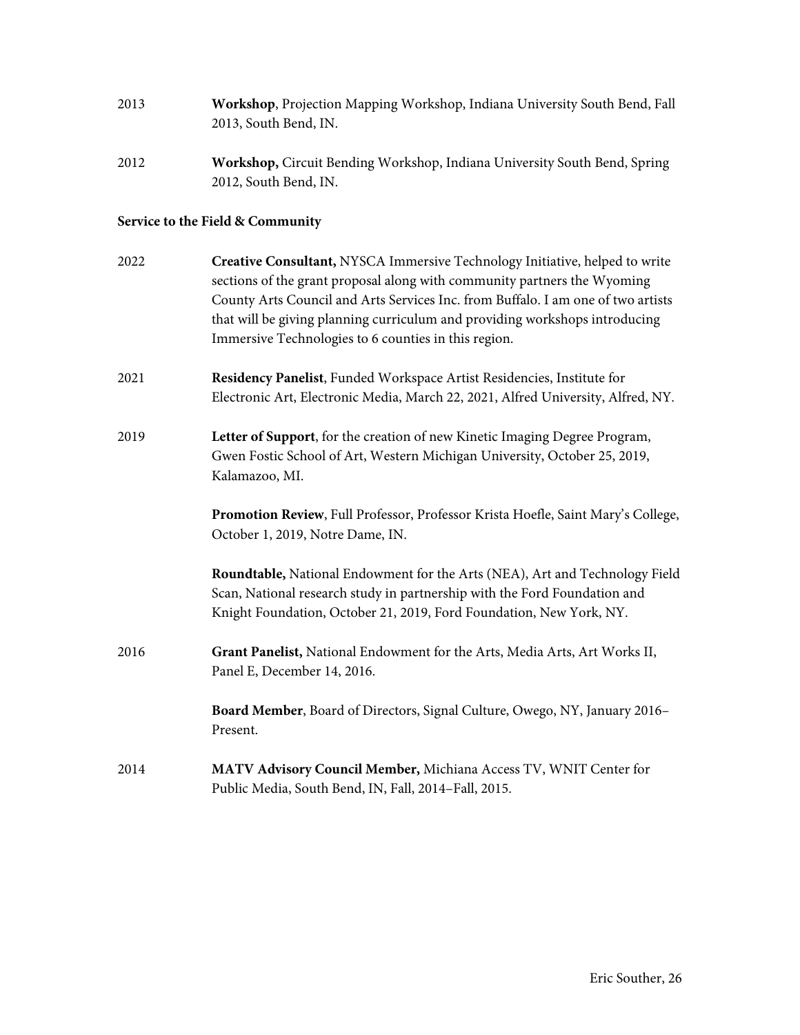2013 **Workshop**, Projection Mapping Workshop, Indiana University South Bend, Fall 2013, South Bend, IN.

2012 **Workshop,** Circuit Bending Workshop, Indiana University South Bend, Spring 2012, South Bend, IN.

**Service to the Field & Community**

2022 **Creative Consultant,** NYSCA Immersive Technology Initiative, helped to write sections of the grant proposal along with community partners the Wyoming County Arts Council and Arts Services Inc. from Buffalo. I am one of two artists that will be giving planning curriculum and providing workshops introducing Immersive Technologies to 6 counties in this region.

2021 **Residency Panelist**, Funded Workspace Artist Residencies, Institute for Electronic Art, Electronic Media, March 22, 2021, Alfred University, Alfred, NY.

2019 **Letter of Support**, for the creation of new Kinetic Imaging Degree Program, Gwen Fostic School of Art, Western Michigan University, October 25, 2019, Kalamazoo, MI.

**Promotion Review**, Full Professor, Professor Krista Hoefle, Saint Mary's College, October 1, 2019, Notre Dame, IN.

**Roundtable,** National Endowment for the Arts (NEA), Art and Technology Field Scan, National research study in partnership with the Ford Foundation and Knight Foundation, October 21, 2019, Ford Foundation, New York, NY.

2016 **Grant Panelist,** National Endowment for the Arts, Media Arts, Art Works II, Panel E, December 14, 2016.

**Board Member**, Board of Directors, Signal Culture, Owego, NY, January 2016–Present.

2014 **MATV Advisory Council Member,** Michiana Access TV, WNIT Center for Public Media, South Bend, IN, Fall, 2014–Fall, 2015.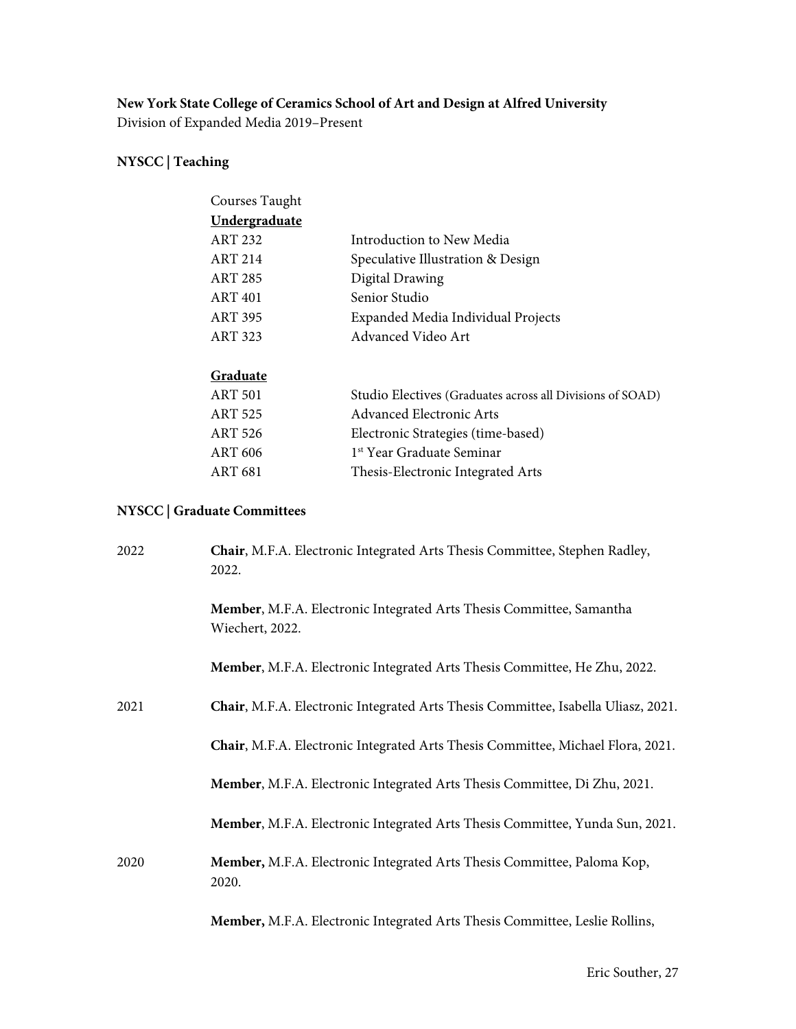**New York State College of Ceramics School of Art and Design at Alfred University**
Division of Expanded Media 2019–Present

**NYSCC | Teaching**

Courses Taught

| **Undergraduate** | |
|---|---|
| ART 232 | Introduction to New Media |
| ART 214 | Speculative Illustration & Design |
| ART 285 | Digital Drawing |
| ART 401 | Senior Studio |
| ART 395 | Expanded Media Individual Projects |
| ART 323 | Advanced Video Art |

| **Graduate** | |
|---|---|
| ART 501 | Studio Electives (Graduates across all Divisions of SOAD) |
| ART 525 | Advanced Electronic Arts |
| ART 526 | Electronic Strategies (time-based) |
| ART 606 | 1st Year Graduate Seminar |
| ART 681 | Thesis-Electronic Integrated Arts |

**NYSCC | Graduate Committees**

2022

**Chair**, M.F.A. Electronic Integrated Arts Thesis Committee, Stephen Radley, 2022.

**Member**, M.F.A. Electronic Integrated Arts Thesis Committee, Samantha Wiechert, 2022.

**Member**, M.F.A. Electronic Integrated Arts Thesis Committee, He Zhu, 2022.

2021

**Chair**, M.F.A. Electronic Integrated Arts Thesis Committee, Isabella Uliasz, 2021.

**Chair**, M.F.A. Electronic Integrated Arts Thesis Committee, Michael Flora, 2021.

**Member**, M.F.A. Electronic Integrated Arts Thesis Committee, Di Zhu, 2021.

**Member**, M.F.A. Electronic Integrated Arts Thesis Committee, Yunda Sun, 2021.

2020

**Member,** M.F.A. Electronic Integrated Arts Thesis Committee, Paloma Kop, 2020.

**Member,** M.F.A. Electronic Integrated Arts Thesis Committee, Leslie Rollins,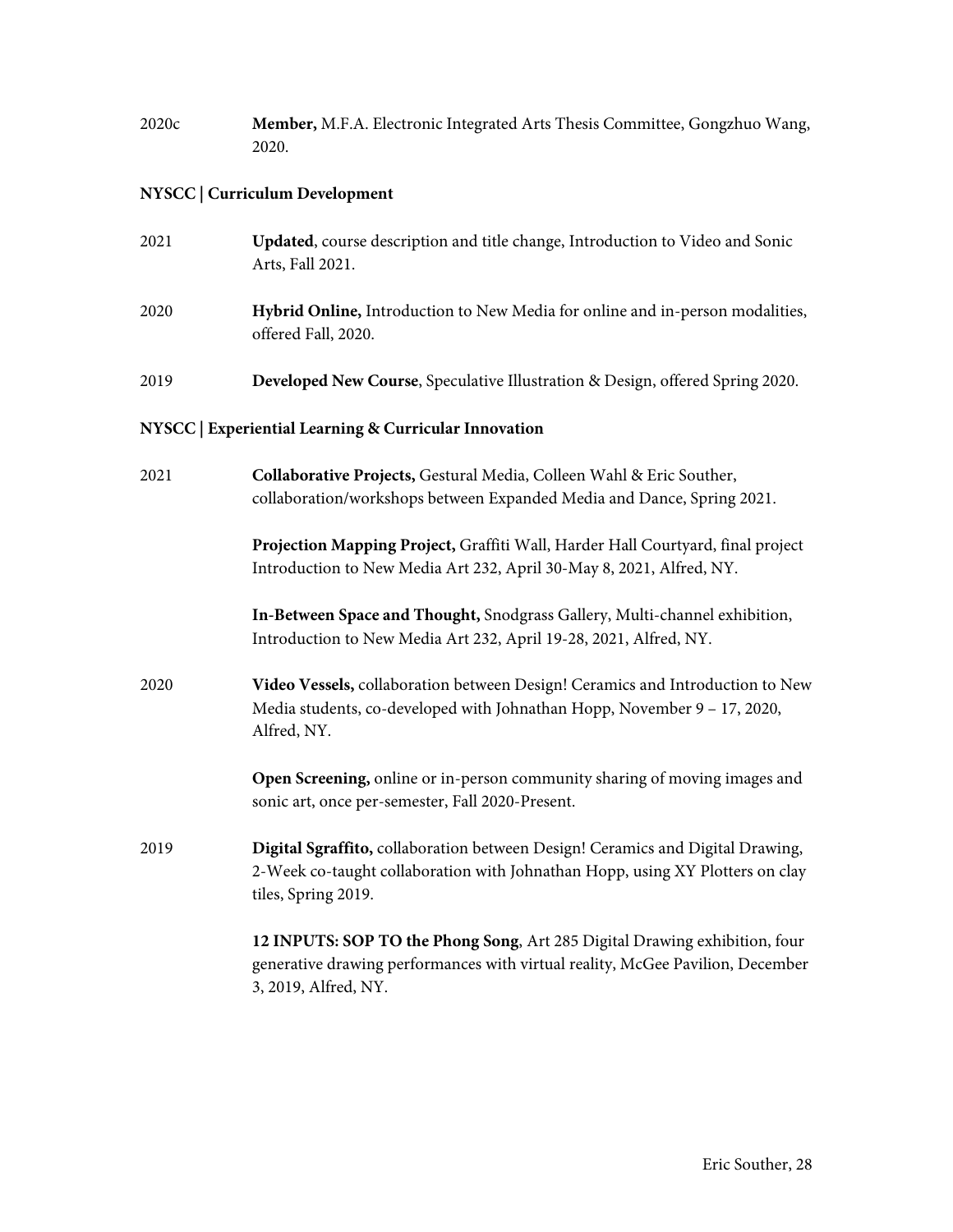2020c **Member,** M.F.A. Electronic Integrated Arts Thesis Committee, Gongzhuo Wang, 2020.

**NYSCC | Curriculum Development**

2021 **Updated**, course description and title change, Introduction to Video and Sonic Arts, Fall 2021.

2020 **Hybrid Online,** Introduction to New Media for online and in-person modalities, offered Fall, 2020.

2019 **Developed New Course**, Speculative Illustration & Design, offered Spring 2020.

**NYSCC | Experiential Learning & Curricular Innovation**

2021 **Collaborative Projects,** Gestural Media, Colleen Wahl & Eric Souther, collaboration/workshops between Expanded Media and Dance, Spring 2021.

**Projection Mapping Project,** Graffiti Wall, Harder Hall Courtyard, final project Introduction to New Media Art 232, April 30-May 8, 2021, Alfred, NY.

**In-Between Space and Thought,** Snodgrass Gallery, Multi-channel exhibition, Introduction to New Media Art 232, April 19-28, 2021, Alfred, NY.

2020 **Video Vessels,** collaboration between Design! Ceramics and Introduction to New Media students, co-developed with Johnathan Hopp, November 9 – 17, 2020, Alfred, NY.

**Open Screening,** online or in-person community sharing of moving images and sonic art, once per-semester, Fall 2020-Present.

2019 **Digital Sgraffito,** collaboration between Design! Ceramics and Digital Drawing, 2-Week co-taught collaboration with Johnathan Hopp, using XY Plotters on clay tiles, Spring 2019.

**12 INPUTS: SOP TO the Phong Song**, Art 285 Digital Drawing exhibition, four generative drawing performances with virtual reality, McGee Pavilion, December 3, 2019, Alfred, NY.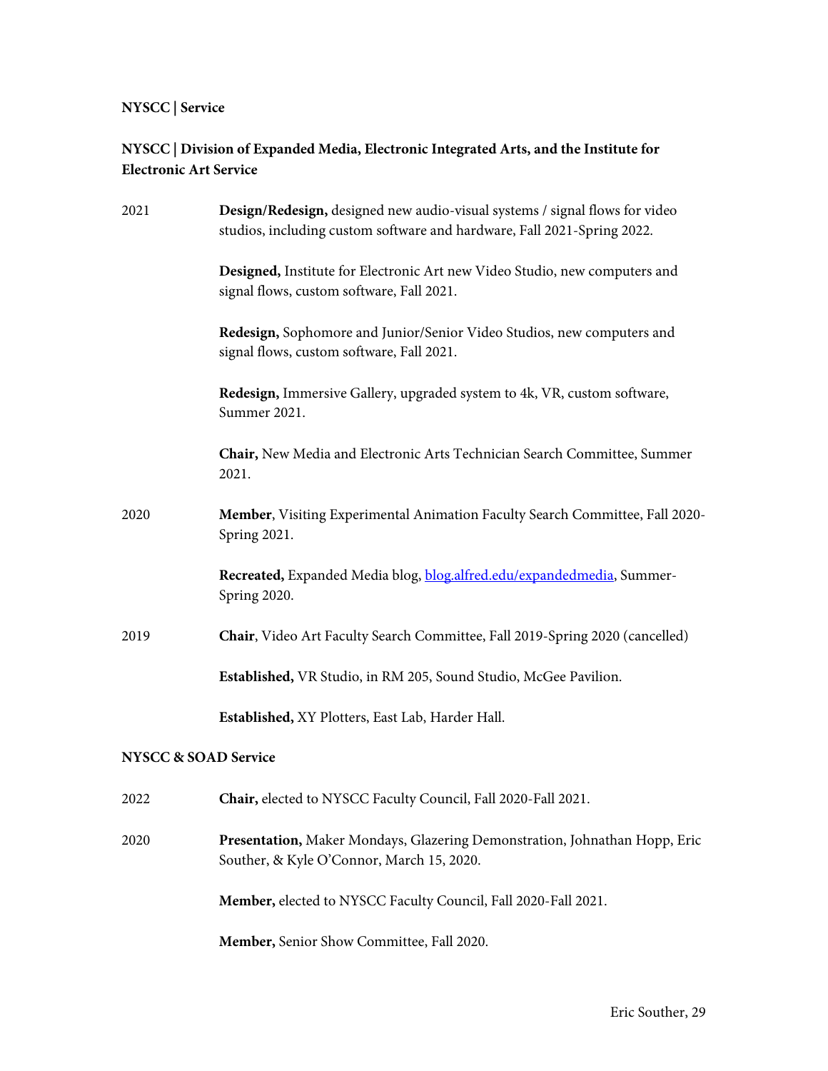**NYSCC | Service**

**NYSCC | Division of Expanded Media, Electronic Integrated Arts, and the Institute for Electronic Art Service**

2021 **Design/Redesign,** designed new audio-visual systems / signal flows for video studios, including custom software and hardware, Fall 2021-Spring 2022.

**Designed,** Institute for Electronic Art new Video Studio, new computers and signal flows, custom software, Fall 2021.

**Redesign,** Sophomore and Junior/Senior Video Studios, new computers and signal flows, custom software, Fall 2021.

**Redesign,** Immersive Gallery, upgraded system to 4k, VR, custom software, Summer 2021.

**Chair,** New Media and Electronic Arts Technician Search Committee, Summer 2021.

2020 **Member**, Visiting Experimental Animation Faculty Search Committee, Fall 2020-Spring 2021.

**Recreated,** Expanded Media blog, [blog.alfred.edu/expandedmedia](blog.alfred.edu/expandedmedia), Summer-Spring 2020.

2019 **Chair**, Video Art Faculty Search Committee, Fall 2019-Spring 2020 (cancelled)

**Established,** VR Studio, in RM 205, Sound Studio, McGee Pavilion.

**Established,** XY Plotters, East Lab, Harder Hall.

**NYSCC & SOAD Service**

2022 **Chair,** elected to NYSCC Faculty Council, Fall 2020-Fall 2021.

2020 **Presentation,** Maker Mondays, Glazering Demonstration, Johnathan Hopp, Eric Souther, & Kyle O'Connor, March 15, 2020.

**Member,** elected to NYSCC Faculty Council, Fall 2020-Fall 2021.

**Member,** Senior Show Committee, Fall 2020.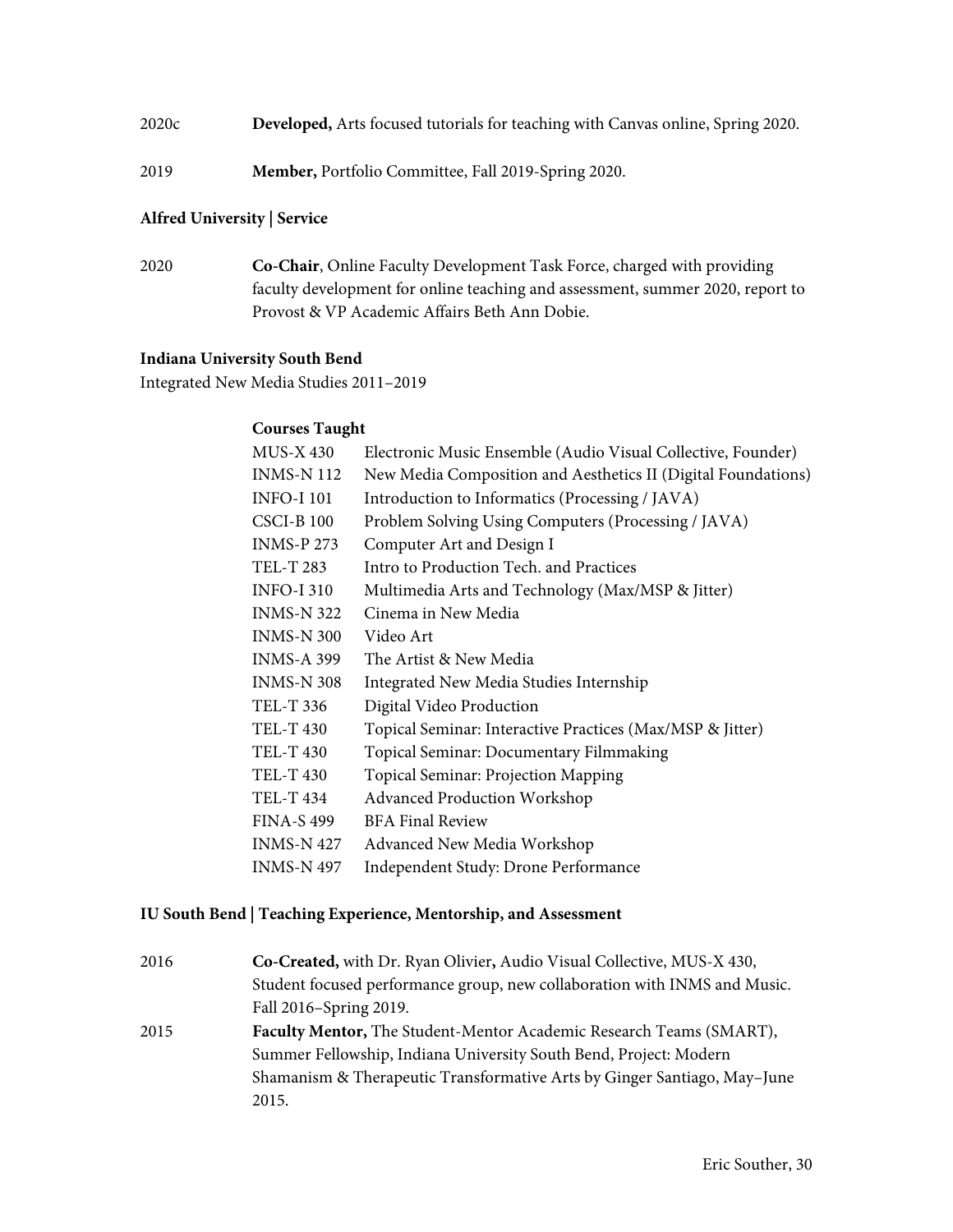2020c **Developed,** Arts focused tutorials for teaching with Canvas online, Spring 2020.

2019 **Member,** Portfolio Committee, Fall 2019-Spring 2020.

**Alfred University | Service**

2020 **Co-Chair**, Online Faculty Development Task Force, charged with providing faculty development for online teaching and assessment, summer 2020, report to Provost & VP Academic Affairs Beth Ann Dobie.

**Indiana University South Bend**
Integrated New Media Studies 2011–2019

**Courses Taught**

| | |
|---|---|
| MUS-X 430 | Electronic Music Ensemble (Audio Visual Collective, Founder) |
| INMS-N 112 | New Media Composition and Aesthetics II (Digital Foundations) |
| INFO-I 101 | Introduction to Informatics (Processing / JAVA) |
| CSCI-B 100 | Problem Solving Using Computers (Processing / JAVA) |
| INMS-P 273 | Computer Art and Design I |
| TEL-T 283 | Intro to Production Tech. and Practices |
| INFO-I 310 | Multimedia Arts and Technology (Max/MSP & Jitter) |
| INMS-N 322 | Cinema in New Media |
| INMS-N 300 | Video Art |
| INMS-A 399 | The Artist & New Media |
| INMS-N 308 | Integrated New Media Studies Internship |
| TEL-T 336 | Digital Video Production |
| TEL-T 430 | Topical Seminar: Interactive Practices (Max/MSP & Jitter) |
| TEL-T 430 | Topical Seminar: Documentary Filmmaking |
| TEL-T 430 | Topical Seminar: Projection Mapping |
| TEL-T 434 | Advanced Production Workshop |
| FINA-S 499 | BFA Final Review |
| INMS-N 427 | Advanced New Media Workshop |
| INMS-N 497 | Independent Study: Drone Performance |

**IU South Bend | Teaching Experience, Mentorship, and Assessment**

2016 **Co-Created,** with Dr. Ryan Olivier**,** Audio Visual Collective, MUS-X 430, Student focused performance group, new collaboration with INMS and Music. Fall 2016–Spring 2019.

2015 **Faculty Mentor,** The Student-Mentor Academic Research Teams (SMART), Summer Fellowship, Indiana University South Bend, Project: Modern Shamanism & Therapeutic Transformative Arts by Ginger Santiago, May–June 2015.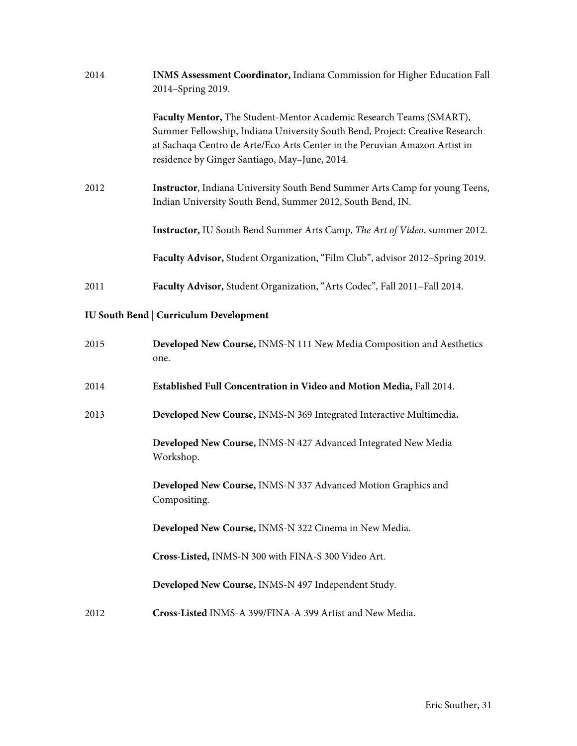2014 **INMS Assessment Coordinator,** Indiana Commission for Higher Education Fall 2014–Spring 2019.

**Faculty Mentor,** The Student-Mentor Academic Research Teams (SMART), Summer Fellowship, Indiana University South Bend, Project: Creative Research at Sachaqa Centro de Arte/Eco Arts Center in the Peruvian Amazon Artist in residence by Ginger Santiago, May–June, 2014.

2012 **Instructor**, Indiana University South Bend Summer Arts Camp for young Teens, Indian University South Bend, Summer 2012, South Bend, IN.

**Instructor,** IU South Bend Summer Arts Camp, *The Art of Video*, summer 2012.

**Faculty Advisor,** Student Organization, "Film Club", advisor 2012–Spring 2019.

2011 **Faculty Advisor,** Student Organization, "Arts Codec", Fall 2011–Fall 2014.

**IU South Bend | Curriculum Development**

2015 **Developed New Course,** INMS-N 111 New Media Composition and Aesthetics one.

2014 **Established Full Concentration in Video and Motion Media,** Fall 2014.

2013 **Developed New Course,** INMS-N 369 Integrated Interactive Multimedia**.**

**Developed New Course,** INMS-N 427 Advanced Integrated New Media Workshop.

**Developed New Course,** INMS-N 337 Advanced Motion Graphics and Compositing.

**Developed New Course,** INMS-N 322 Cinema in New Media.

**Cross-Listed,** INMS-N 300 with FINA-S 300 Video Art.

**Developed New Course,** INMS-N 497 Independent Study.

2012 **Cross-Listed** INMS-A 399/FINA-A 399 Artist and New Media.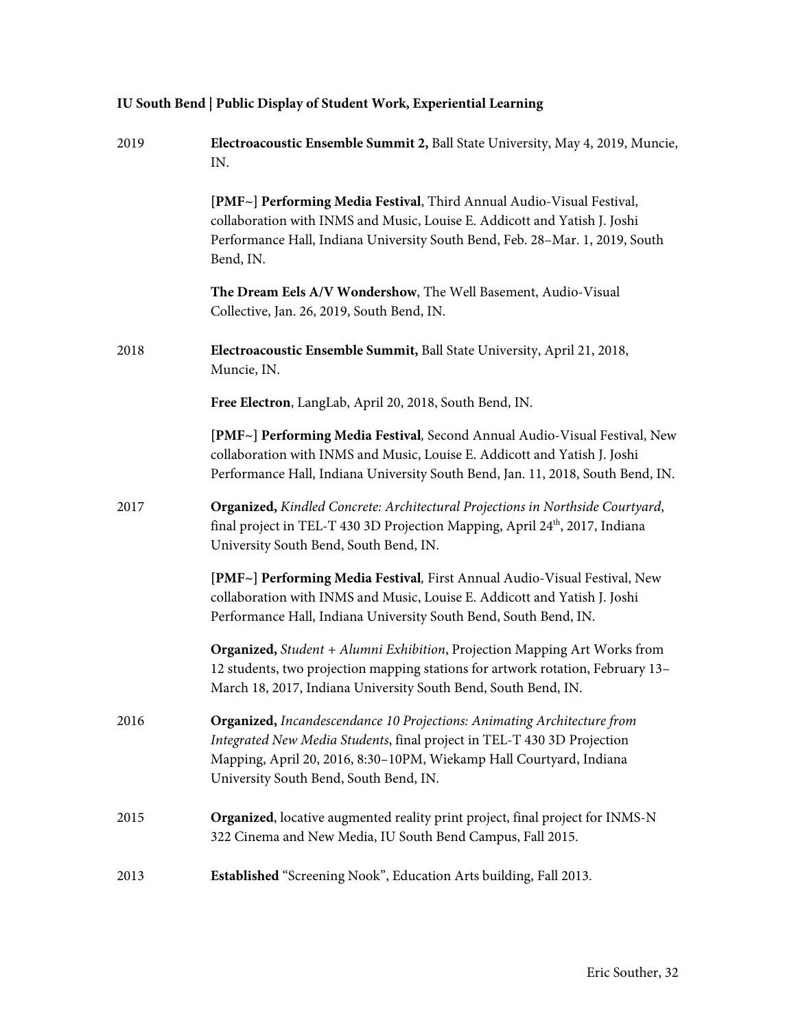**IU South Bend | Public Display of Student Work, Experiential Learning**

2019 **Electroacoustic Ensemble Summit 2,** Ball State University, May 4, 2019, Muncie, IN.

**[PMF~] Performing Media Festival**, Third Annual Audio-Visual Festival, collaboration with INMS and Music, Louise E. Addicott and Yatish J. Joshi Performance Hall, Indiana University South Bend, Feb. 28–Mar. 1, 2019, South Bend, IN.

**The Dream Eels A/V Wondershow**, The Well Basement, Audio-Visual Collective, Jan. 26, 2019, South Bend, IN.

2018 **Electroacoustic Ensemble Summit,** Ball State University, April 21, 2018, Muncie, IN.

**Free Electron**, LangLab, April 20, 2018, South Bend, IN.

**[PMF~] Performing Media Festival***,* Second Annual Audio-Visual Festival, New collaboration with INMS and Music, Louise E. Addicott and Yatish J. Joshi Performance Hall, Indiana University South Bend, Jan. 11, 2018, South Bend, IN.

2017 **Organized,** *Kindled Concrete: Architectural Projections in Northside Courtyard*, final project in TEL-T 430 3D Projection Mapping, April 24th, 2017, Indiana University South Bend, South Bend, IN.

**[PMF~] Performing Media Festival***,* First Annual Audio-Visual Festival, New collaboration with INMS and Music, Louise E. Addicott and Yatish J. Joshi Performance Hall, Indiana University South Bend, South Bend, IN.

**Organized,** *Student + Alumni Exhibition*, Projection Mapping Art Works from 12 students, two projection mapping stations for artwork rotation, February 13–March 18, 2017, Indiana University South Bend, South Bend, IN.

2016 **Organized,** *Incandescendance 10 Projections: Animating Architecture from Integrated New Media Students*, final project in TEL-T 430 3D Projection Mapping, April 20, 2016, 8:30–10PM, Wiekamp Hall Courtyard, Indiana University South Bend, South Bend, IN.

2015 **Organized**, locative augmented reality print project, final project for INMS-N 322 Cinema and New Media, IU South Bend Campus, Fall 2015.

2013 **Established** "Screening Nook", Education Arts building, Fall 2013.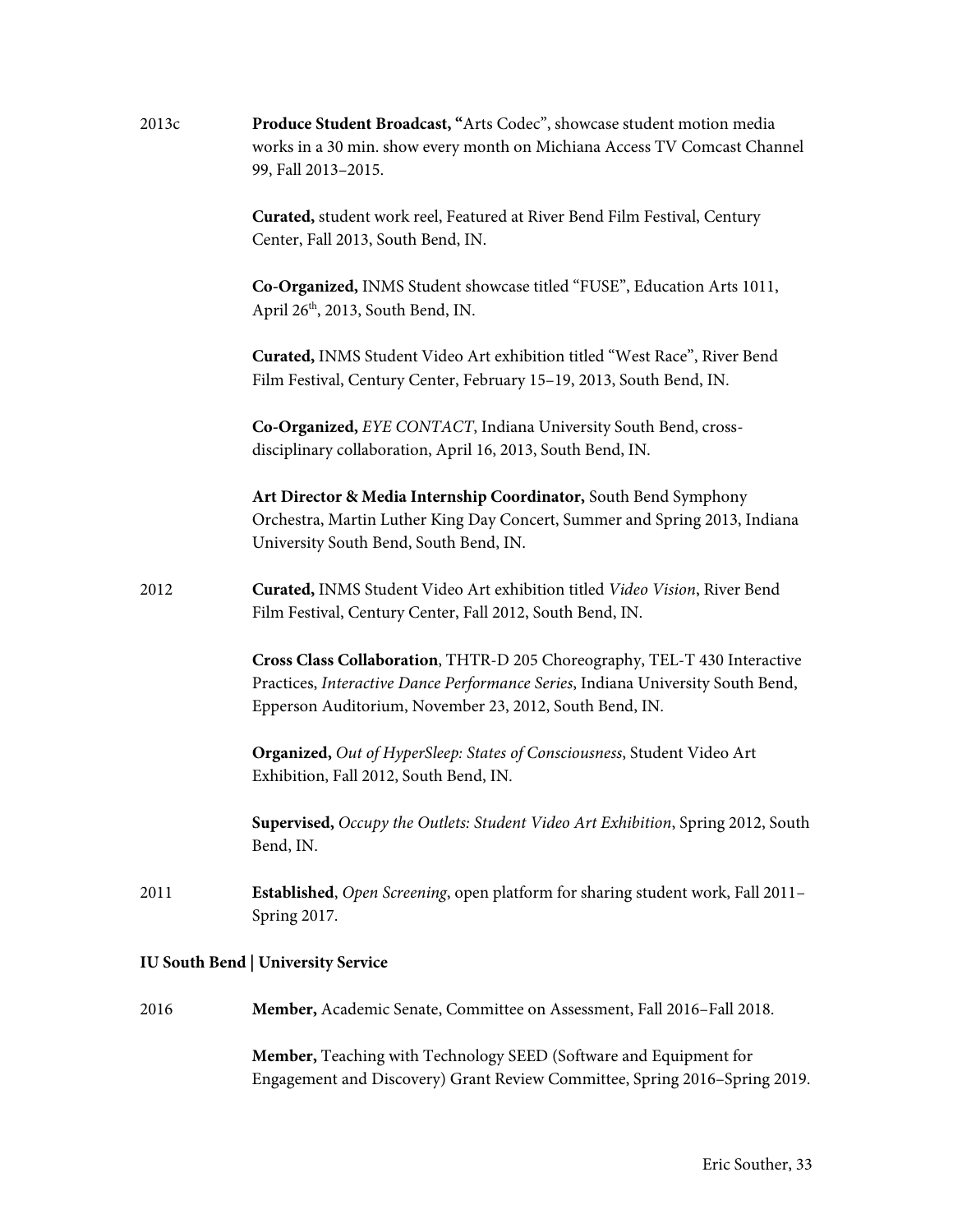2013c **Produce Student Broadcast, "**Arts Codec", showcase student motion media works in a 30 min. show every month on Michiana Access TV Comcast Channel 99, Fall 2013–2015.

**Curated,** student work reel, Featured at River Bend Film Festival, Century Center, Fall 2013, South Bend, IN.

**Co-Organized,** INMS Student showcase titled "FUSE", Education Arts 1011, April 26th, 2013, South Bend, IN.

**Curated,** INMS Student Video Art exhibition titled "West Race", River Bend Film Festival, Century Center, February 15–19, 2013, South Bend, IN.

**Co-Organized,** *EYE CONTACT*, Indiana University South Bend, cross-disciplinary collaboration, April 16, 2013, South Bend, IN.

**Art Director & Media Internship Coordinator,** South Bend Symphony Orchestra, Martin Luther King Day Concert, Summer and Spring 2013, Indiana University South Bend, South Bend, IN.

2012 **Curated,** INMS Student Video Art exhibition titled *Video Vision*, River Bend Film Festival, Century Center, Fall 2012, South Bend, IN.

**Cross Class Collaboration**, THTR-D 205 Choreography, TEL-T 430 Interactive Practices, *Interactive Dance Performance Series*, Indiana University South Bend, Epperson Auditorium, November 23, 2012, South Bend, IN.

**Organized,** *Out of HyperSleep: States of Consciousness*, Student Video Art Exhibition, Fall 2012, South Bend, IN.

**Supervised,** *Occupy the Outlets: Student Video Art Exhibition*, Spring 2012, South Bend, IN.

2011 **Established**, *Open Screening*, open platform for sharing student work, Fall 2011–Spring 2017.

**IU South Bend | University Service**

2016 **Member,** Academic Senate, Committee on Assessment, Fall 2016–Fall 2018.

**Member,** Teaching with Technology SEED (Software and Equipment for Engagement and Discovery) Grant Review Committee, Spring 2016–Spring 2019.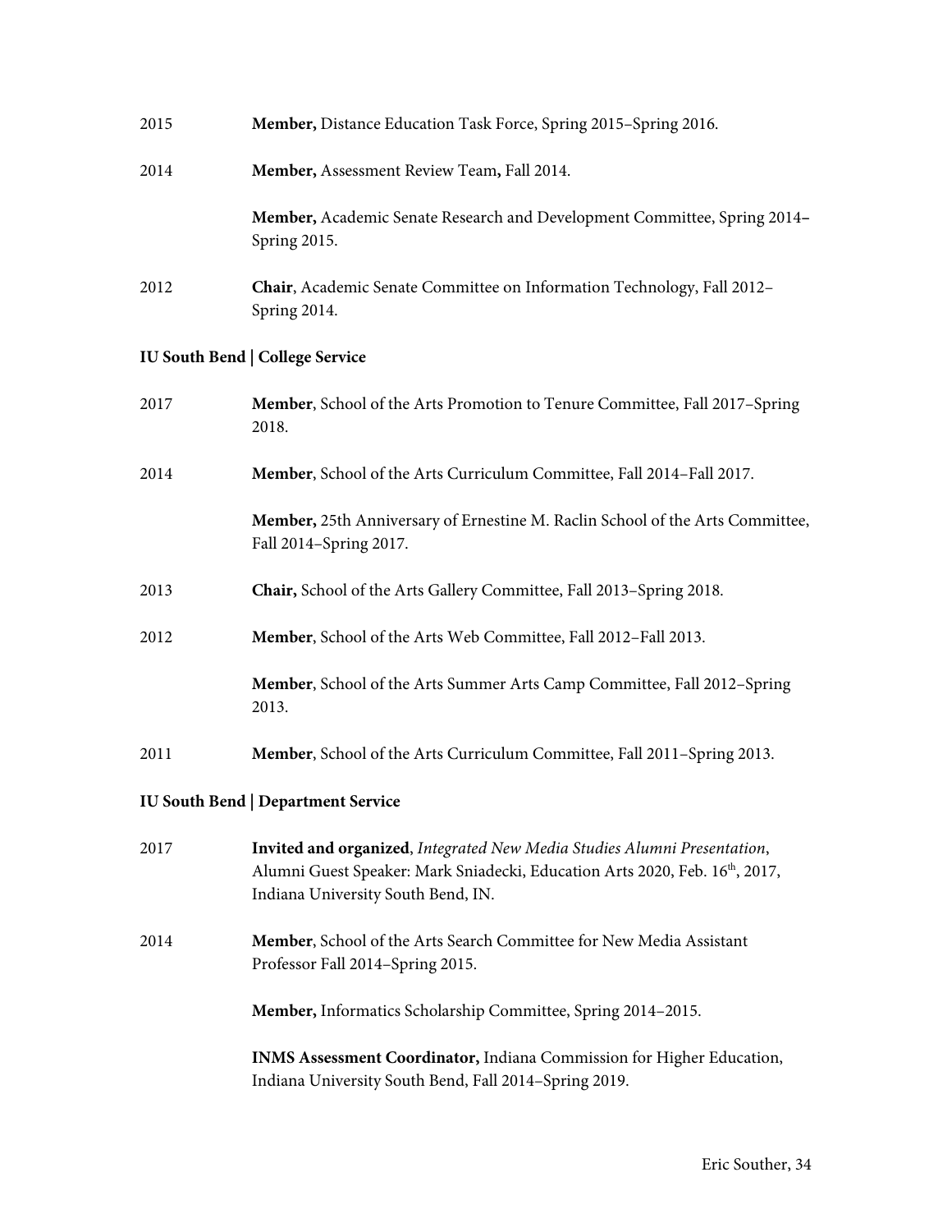2015 **Member,** Distance Education Task Force, Spring 2015–Spring 2016.

2014 **Member,** Assessment Review Team**,** Fall 2014.

**Member,** Academic Senate Research and Development Committee, Spring 2014–Spring 2015.

2012 **Chair**, Academic Senate Committee on Information Technology, Fall 2012–Spring 2014.

**IU South Bend | College Service**

2017 **Member**, School of the Arts Promotion to Tenure Committee, Fall 2017–Spring 2018.

2014 **Member**, School of the Arts Curriculum Committee, Fall 2014–Fall 2017.

**Member,** 25th Anniversary of Ernestine M. Raclin School of the Arts Committee, Fall 2014–Spring 2017.

2013 **Chair,** School of the Arts Gallery Committee, Fall 2013–Spring 2018.

2012 **Member**, School of the Arts Web Committee, Fall 2012–Fall 2013.

**Member**, School of the Arts Summer Arts Camp Committee, Fall 2012–Spring 2013.

2011 **Member**, School of the Arts Curriculum Committee, Fall 2011–Spring 2013.

**IU South Bend | Department Service**

2017 **Invited and organized**, *Integrated New Media Studies Alumni Presentation*, Alumni Guest Speaker: Mark Sniadecki, Education Arts 2020, Feb. 16th, 2017, Indiana University South Bend, IN.

2014 **Member**, School of the Arts Search Committee for New Media Assistant Professor Fall 2014–Spring 2015.

**Member,** Informatics Scholarship Committee, Spring 2014–2015.

**INMS Assessment Coordinator,** Indiana Commission for Higher Education, Indiana University South Bend, Fall 2014–Spring 2019.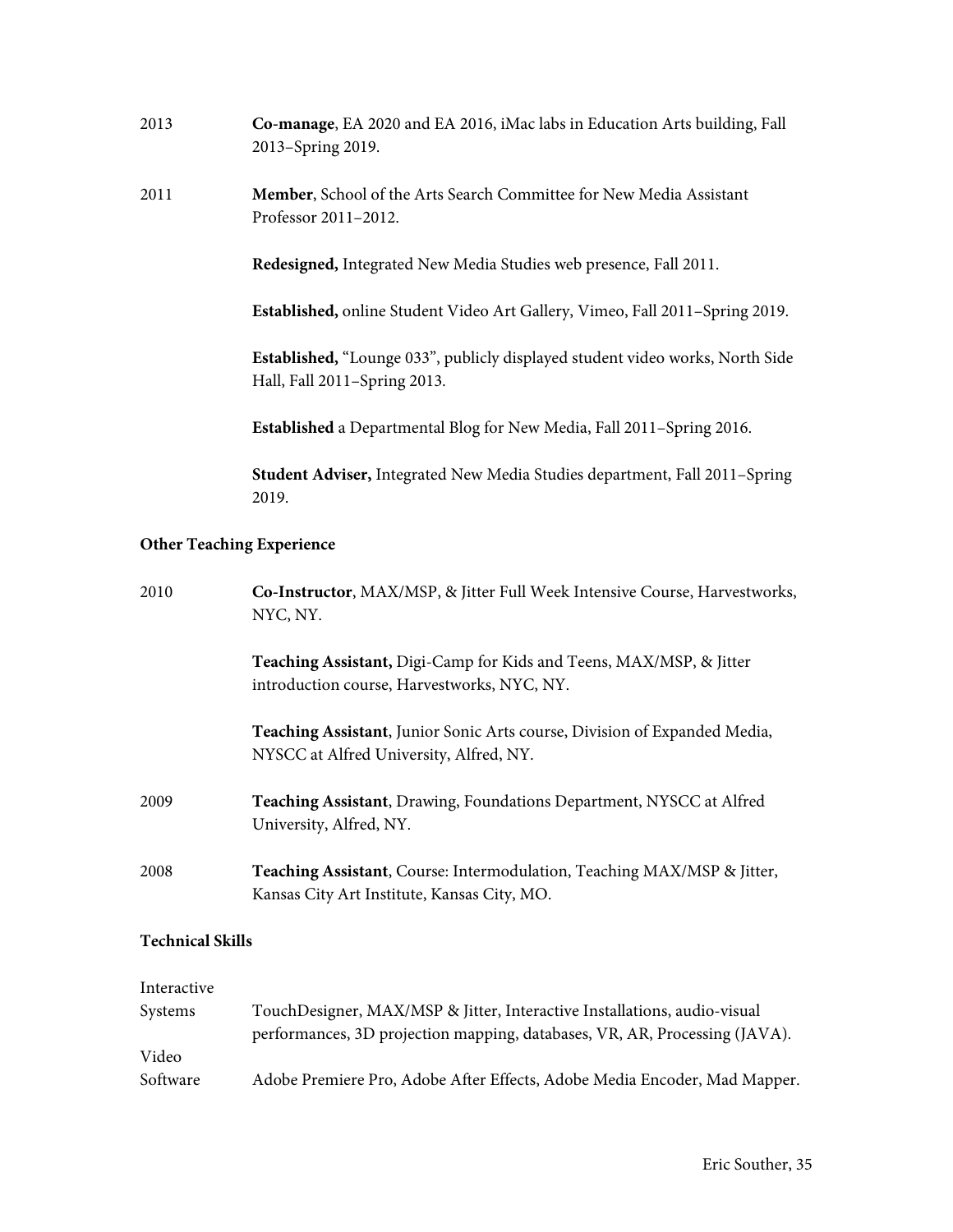2013 **Co-manage**, EA 2020 and EA 2016, iMac labs in Education Arts building, Fall 2013–Spring 2019.

2011 **Member**, School of the Arts Search Committee for New Media Assistant Professor 2011–2012.

**Redesigned,** Integrated New Media Studies web presence, Fall 2011.

**Established,** online Student Video Art Gallery, Vimeo, Fall 2011–Spring 2019.

**Established,** "Lounge 033", publicly displayed student video works, North Side Hall, Fall 2011–Spring 2013.

**Established** a Departmental Blog for New Media, Fall 2011–Spring 2016.

**Student Adviser,** Integrated New Media Studies department, Fall 2011–Spring 2019.

### Other Teaching Experience

2010 **Co-Instructor**, MAX/MSP, & Jitter Full Week Intensive Course, Harvestworks, NYC, NY.

**Teaching Assistant,** Digi-Camp for Kids and Teens, MAX/MSP, & Jitter introduction course, Harvestworks, NYC, NY.

**Teaching Assistant**, Junior Sonic Arts course, Division of Expanded Media, NYSCC at Alfred University, Alfred, NY.

2009 **Teaching Assistant**, Drawing, Foundations Department, NYSCC at Alfred University, Alfred, NY.

2008 **Teaching Assistant**, Course: Intermodulation, Teaching MAX/MSP & Jitter, Kansas City Art Institute, Kansas City, MO.

### Technical Skills

Interactive Systems TouchDesigner, MAX/MSP & Jitter, Interactive Installations, audio-visual performances, 3D projection mapping, databases, VR, AR, Processing (JAVA).

Video Software Adobe Premiere Pro, Adobe After Effects, Adobe Media Encoder, Mad Mapper.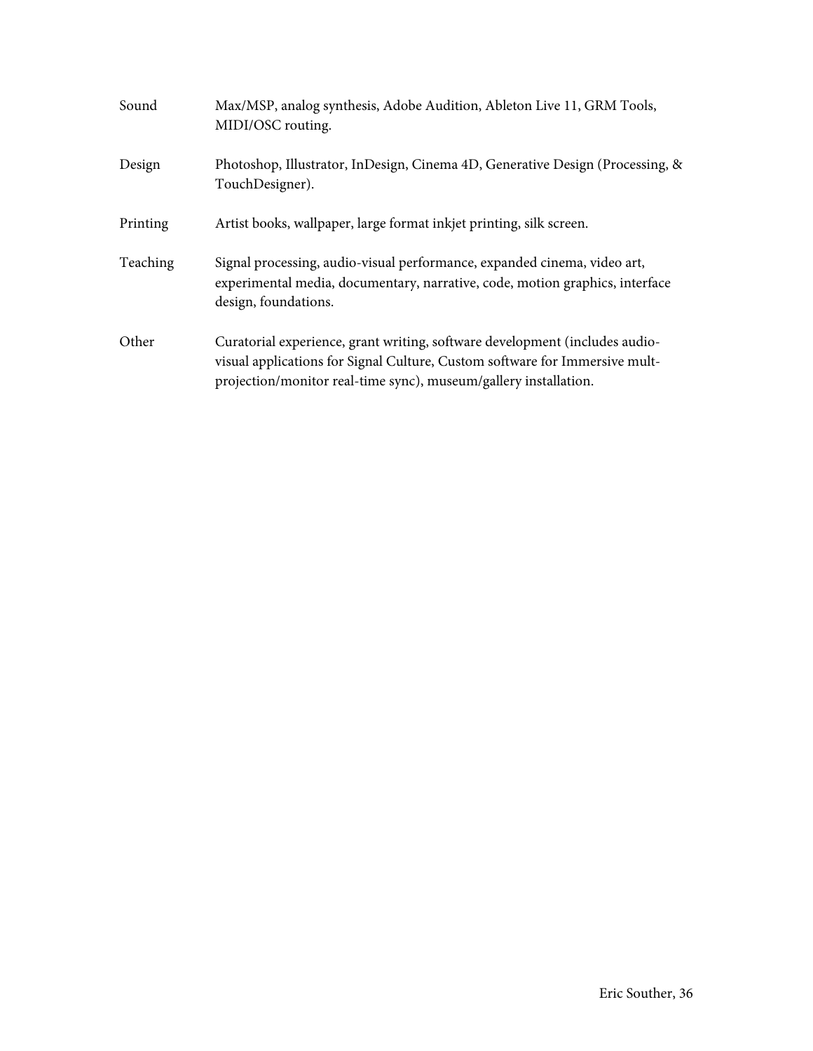| | |
|---|---|
| Sound | Max/MSP, analog synthesis, Adobe Audition, Ableton Live 11, GRM Tools, MIDI/OSC routing. |
| Design | Photoshop, Illustrator, InDesign, Cinema 4D, Generative Design (Processing, & TouchDesigner). |
| Printing | Artist books, wallpaper, large format inkjet printing, silk screen. |
| Teaching | Signal processing, audio-visual performance, expanded cinema, video art, experimental media, documentary, narrative, code, motion graphics, interface design, foundations. |
| Other | Curatorial experience, grant writing, software development (includes audio-visual applications for Signal Culture, Custom software for Immersive mult-projection/monitor real-time sync), museum/gallery installation. |